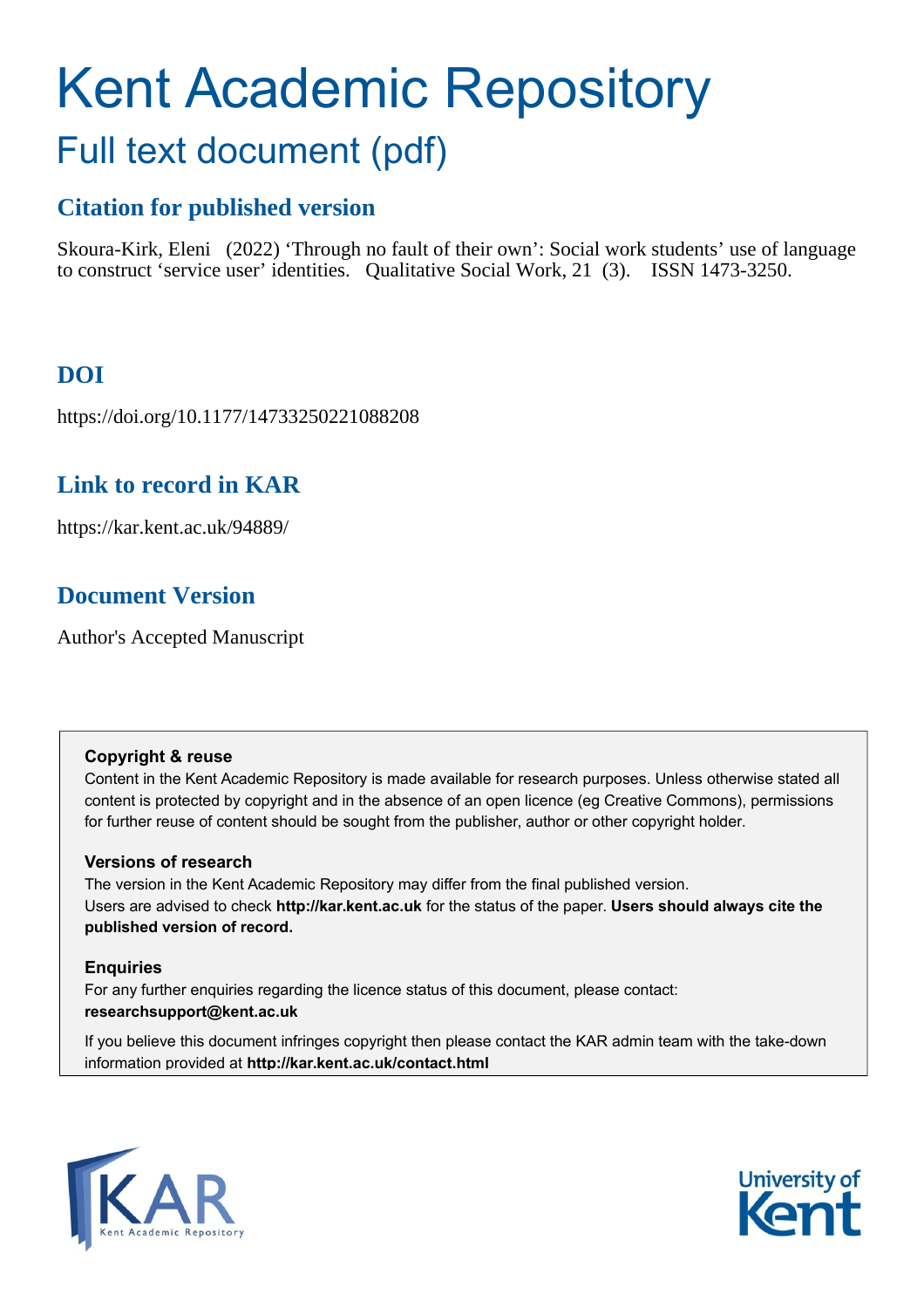# Kent Academic Repository

## Full text document (pdf)

### Citation for published version

Skoura-Kirk, Eleni (2022) 'Through no fault of their own': Social work students' use of language to construct 'service user' identities. Qualitative Social Work, 21 (3). ISSN 1473-3250.

### DOI

https://doi.org/10.1177/14733250221088208

### Link to record in KAR

https://kar.kent.ac.uk/94889/

### Document Version

Author's Accepted Manuscript

**Copyright & reuse**

Content in the Kent Academic Repository is made available for research purposes. Unless otherwise stated all content is protected by copyright and in the absence of an open licence (eg Creative Commons), permissions for further reuse of content should be sought from the publisher, author or other copyright holder.

**Versions of research**

The version in the Kent Academic Repository may differ from the final published version. Users are advised to check **http://kar.kent.ac.uk** for the status of the paper. **Users should always cite the published version of record.**

**Enquiries**

For any further enquiries regarding the licence status of this document, please contact: **researchsupport@kent.ac.uk**

If you believe this document infringes copyright then please contact the KAR admin team with the take-down information provided at **http://kar.kent.ac.uk/contact.html**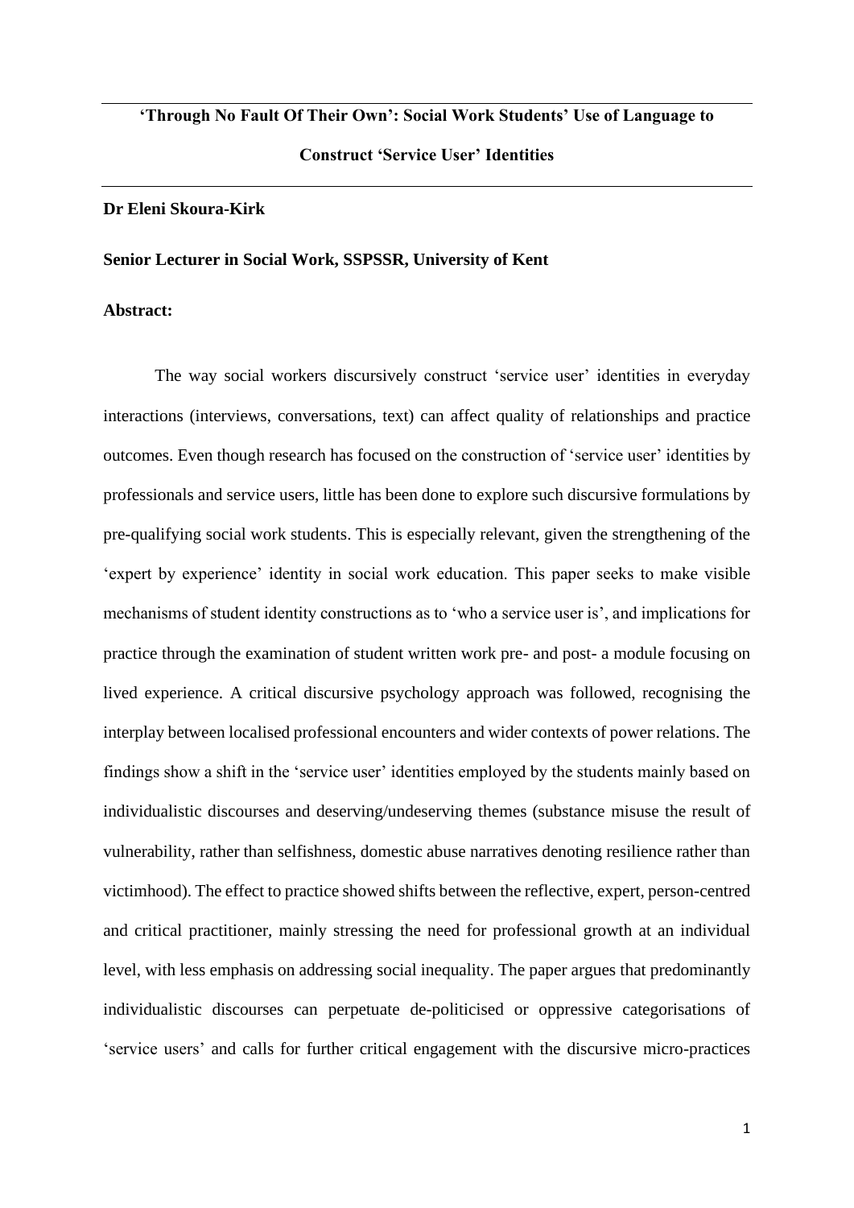# 'Through No Fault Of Their Own': Social Work Students' Use of Language to Construct 'Service User' Identities

**Dr Eleni Skoura-Kirk**

**Senior Lecturer in Social Work, SSPSSR, University of Kent**

**Abstract:**

The way social workers discursively construct 'service user' identities in everyday interactions (interviews, conversations, text) can affect quality of relationships and practice outcomes. Even though research has focused on the construction of 'service user' identities by professionals and service users, little has been done to explore such discursive formulations by pre-qualifying social work students. This is especially relevant, given the strengthening of the 'expert by experience' identity in social work education. This paper seeks to make visible mechanisms of student identity constructions as to 'who a service user is', and implications for practice through the examination of student written work pre- and post- a module focusing on lived experience. A critical discursive psychology approach was followed, recognising the interplay between localised professional encounters and wider contexts of power relations. The findings show a shift in the 'service user' identities employed by the students mainly based on individualistic discourses and deserving/undeserving themes (substance misuse the result of vulnerability, rather than selfishness, domestic abuse narratives denoting resilience rather than victimhood). The effect to practice showed shifts between the reflective, expert, person-centred and critical practitioner, mainly stressing the need for professional growth at an individual level, with less emphasis on addressing social inequality. The paper argues that predominantly individualistic discourses can perpetuate de-politicised or oppressive categorisations of 'service users' and calls for further critical engagement with the discursive micro-practices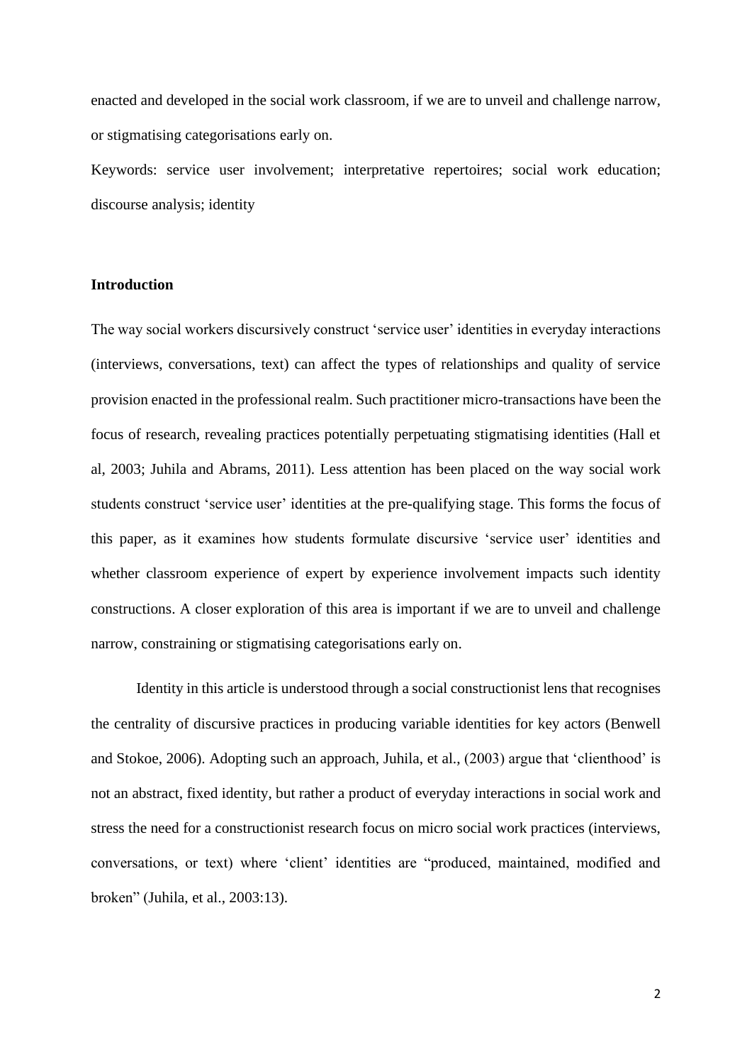enacted and developed in the social work classroom, if we are to unveil and challenge narrow, or stigmatising categorisations early on.

Keywords: service user involvement; interpretative repertoires; social work education; discourse analysis; identity

## Introduction

The way social workers discursively construct 'service user' identities in everyday interactions (interviews, conversations, text) can affect the types of relationships and quality of service provision enacted in the professional realm. Such practitioner micro-transactions have been the focus of research, revealing practices potentially perpetuating stigmatising identities (Hall et al, 2003; Juhila and Abrams, 2011). Less attention has been placed on the way social work students construct 'service user' identities at the pre-qualifying stage. This forms the focus of this paper, as it examines how students formulate discursive 'service user' identities and whether classroom experience of expert by experience involvement impacts such identity constructions. A closer exploration of this area is important if we are to unveil and challenge narrow, constraining or stigmatising categorisations early on.

Identity in this article is understood through a social constructionist lens that recognises the centrality of discursive practices in producing variable identities for key actors (Benwell and Stokoe, 2006). Adopting such an approach, Juhila, et al., (2003) argue that 'clienthood' is not an abstract, fixed identity, but rather a product of everyday interactions in social work and stress the need for a constructionist research focus on micro social work practices (interviews, conversations, or text) where 'client' identities are "produced, maintained, modified and broken" (Juhila, et al., 2003:13).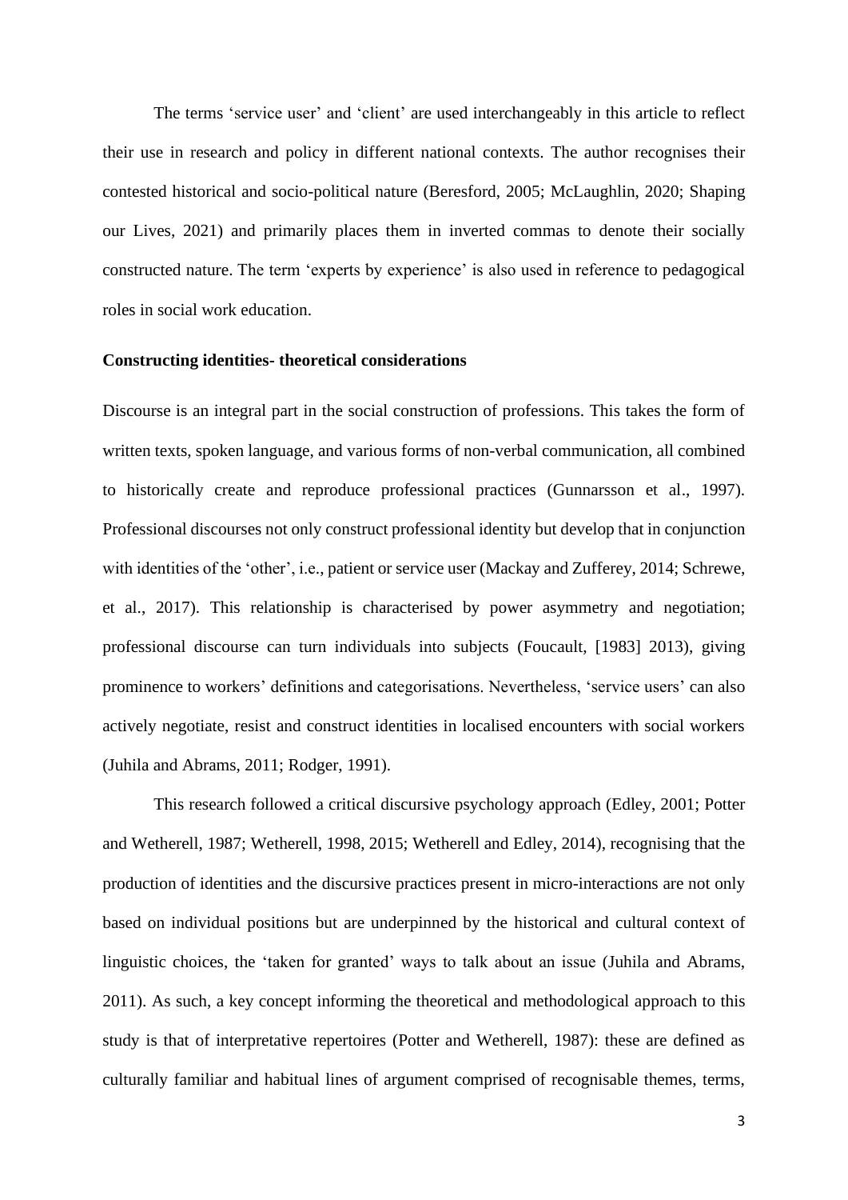The terms 'service user' and 'client' are used interchangeably in this article to reflect their use in research and policy in different national contexts. The author recognises their contested historical and socio-political nature (Beresford, 2005; McLaughlin, 2020; Shaping our Lives, 2021) and primarily places them in inverted commas to denote their socially constructed nature. The term 'experts by experience' is also used in reference to pedagogical roles in social work education.

**Constructing identities- theoretical considerations**

Discourse is an integral part in the social construction of professions. This takes the form of written texts, spoken language, and various forms of non-verbal communication, all combined to historically create and reproduce professional practices (Gunnarsson et al., 1997). Professional discourses not only construct professional identity but develop that in conjunction with identities of the 'other', i.e., patient or service user (Mackay and Zufferey, 2014; Schrewe, et al., 2017). This relationship is characterised by power asymmetry and negotiation; professional discourse can turn individuals into subjects (Foucault, [1983] 2013), giving prominence to workers' definitions and categorisations. Nevertheless, 'service users' can also actively negotiate, resist and construct identities in localised encounters with social workers (Juhila and Abrams, 2011; Rodger, 1991).

This research followed a critical discursive psychology approach (Edley, 2001; Potter and Wetherell, 1987; Wetherell, 1998, 2015; Wetherell and Edley, 2014), recognising that the production of identities and the discursive practices present in micro-interactions are not only based on individual positions but are underpinned by the historical and cultural context of linguistic choices, the 'taken for granted' ways to talk about an issue (Juhila and Abrams, 2011). As such, a key concept informing the theoretical and methodological approach to this study is that of interpretative repertoires (Potter and Wetherell, 1987): these are defined as culturally familiar and habitual lines of argument comprised of recognisable themes, terms,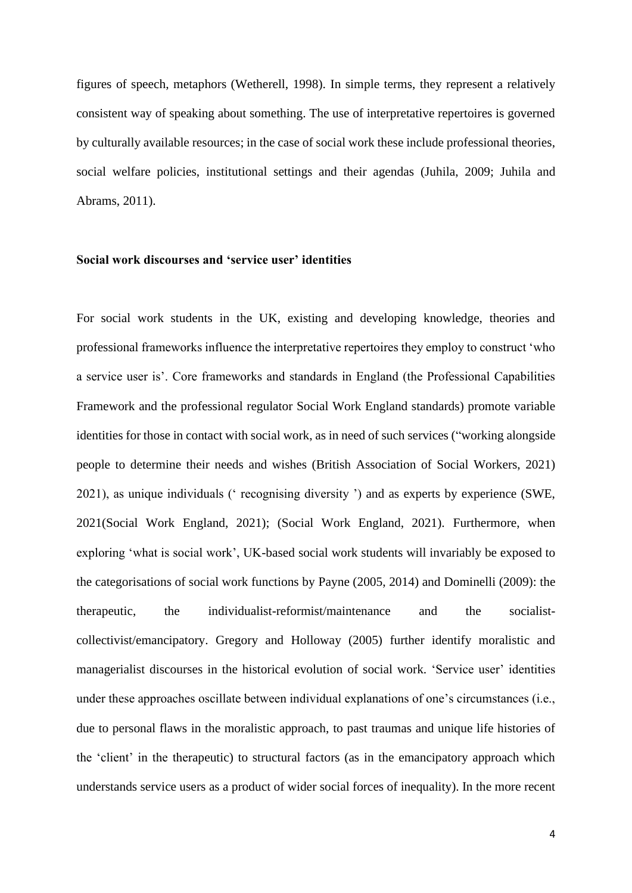figures of speech, metaphors (Wetherell, 1998). In simple terms, they represent a relatively consistent way of speaking about something. The use of interpretative repertoires is governed by culturally available resources; in the case of social work these include professional theories, social welfare policies, institutional settings and their agendas (Juhila, 2009; Juhila and Abrams, 2011).

**Social work discourses and 'service user' identities**

For social work students in the UK, existing and developing knowledge, theories and professional frameworks influence the interpretative repertoires they employ to construct 'who a service user is'. Core frameworks and standards in England (the Professional Capabilities Framework and the professional regulator Social Work England standards) promote variable identities for those in contact with social work, as in need of such services ("working alongside people to determine their needs and wishes (British Association of Social Workers, 2021) 2021), as unique individuals (' recognising diversity ') and as experts by experience (SWE, 2021(Social Work England, 2021); (Social Work England, 2021). Furthermore, when exploring 'what is social work', UK-based social work students will invariably be exposed to the categorisations of social work functions by Payne (2005, 2014) and Dominelli (2009): the therapeutic, the individualist-reformist/maintenance and the socialist-collectivist/emancipatory. Gregory and Holloway (2005) further identify moralistic and managerialist discourses in the historical evolution of social work. 'Service user' identities under these approaches oscillate between individual explanations of one's circumstances (i.e., due to personal flaws in the moralistic approach, to past traumas and unique life histories of the 'client' in the therapeutic) to structural factors (as in the emancipatory approach which understands service users as a product of wider social forces of inequality). In the more recent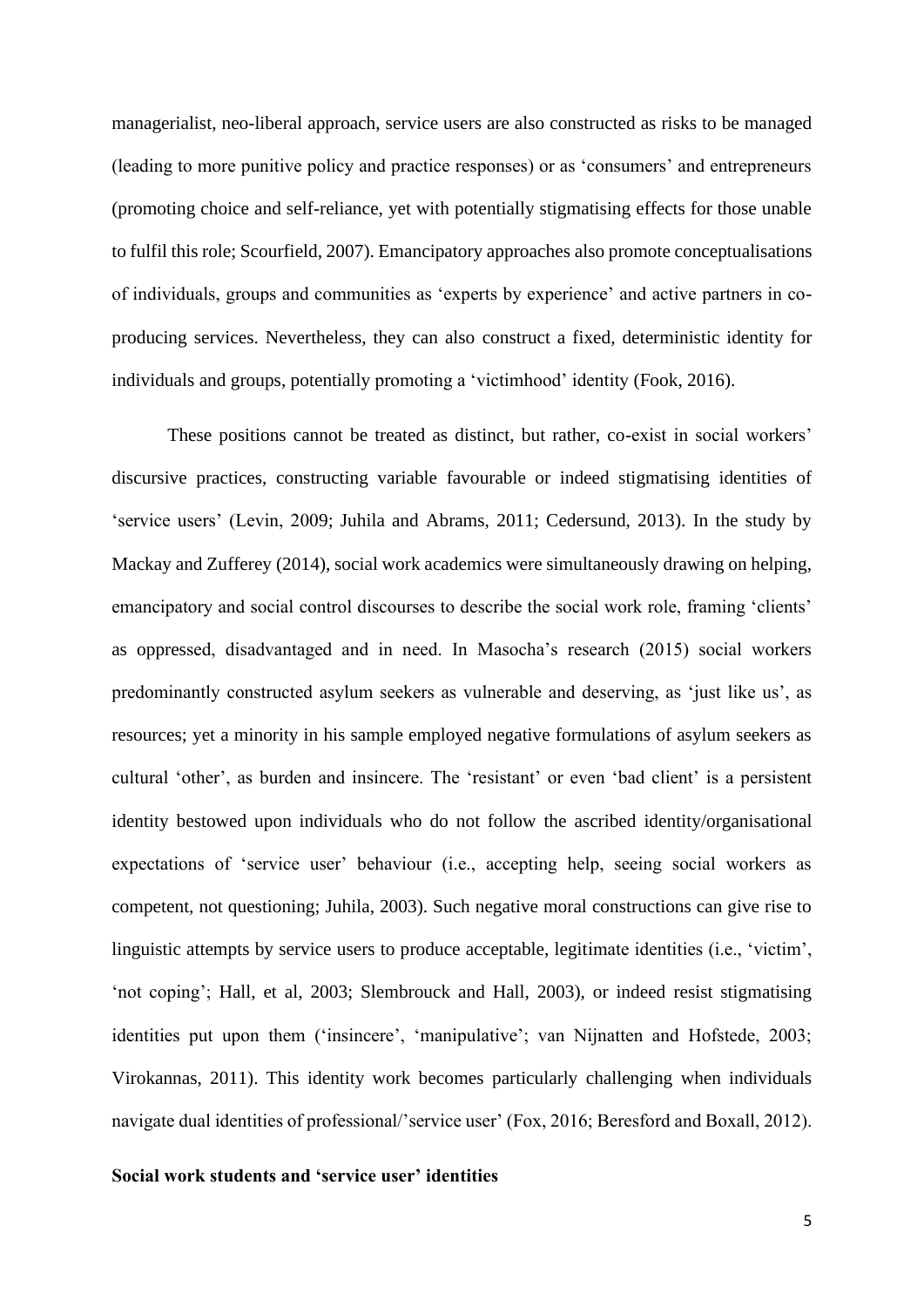managerialist, neo-liberal approach, service users are also constructed as risks to be managed (leading to more punitive policy and practice responses) or as 'consumers' and entrepreneurs (promoting choice and self-reliance, yet with potentially stigmatising effects for those unable to fulfil this role; Scourfield, 2007). Emancipatory approaches also promote conceptualisations of individuals, groups and communities as 'experts by experience' and active partners in co-producing services. Nevertheless, they can also construct a fixed, deterministic identity for individuals and groups, potentially promoting a 'victimhood' identity (Fook, 2016).

These positions cannot be treated as distinct, but rather, co-exist in social workers' discursive practices, constructing variable favourable or indeed stigmatising identities of 'service users' (Levin, 2009; Juhila and Abrams, 2011; Cedersund, 2013). In the study by Mackay and Zufferey (2014), social work academics were simultaneously drawing on helping, emancipatory and social control discourses to describe the social work role, framing 'clients' as oppressed, disadvantaged and in need. In Masocha's research (2015) social workers predominantly constructed asylum seekers as vulnerable and deserving, as 'just like us', as resources; yet a minority in his sample employed negative formulations of asylum seekers as cultural 'other', as burden and insincere. The 'resistant' or even 'bad client' is a persistent identity bestowed upon individuals who do not follow the ascribed identity/organisational expectations of 'service user' behaviour (i.e., accepting help, seeing social workers as competent, not questioning; Juhila, 2003). Such negative moral constructions can give rise to linguistic attempts by service users to produce acceptable, legitimate identities (i.e., 'victim', 'not coping'; Hall, et al, 2003; Slembrouck and Hall, 2003), or indeed resist stigmatising identities put upon them ('insincere', 'manipulative'; van Nijnatten and Hofstede, 2003; Virokannas, 2011). This identity work becomes particularly challenging when individuals navigate dual identities of professional/'service user' (Fox, 2016; Beresford and Boxall, 2012).

**Social work students and 'service user' identities**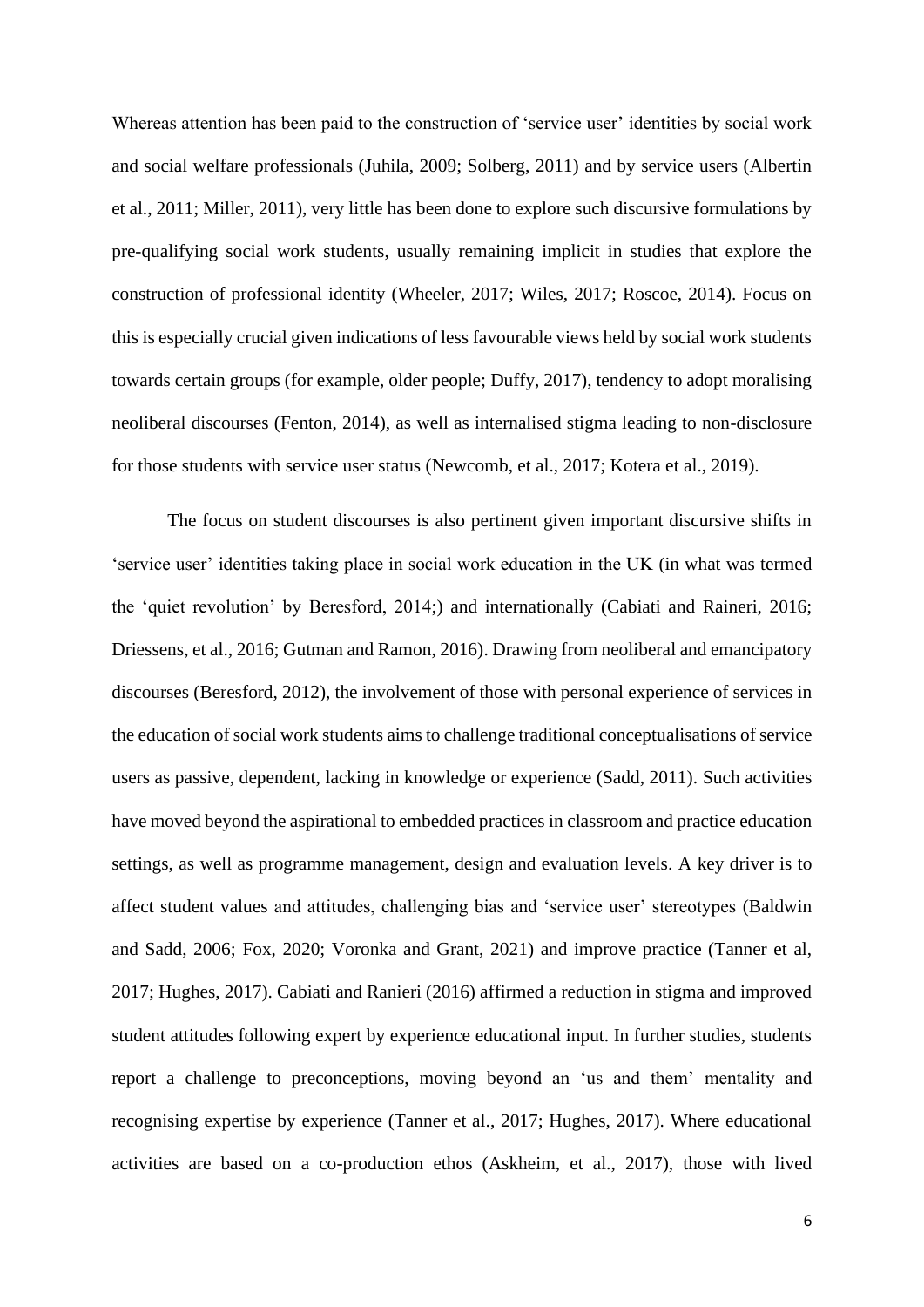Whereas attention has been paid to the construction of 'service user' identities by social work and social welfare professionals (Juhila, 2009; Solberg, 2011) and by service users (Albertin et al., 2011; Miller, 2011), very little has been done to explore such discursive formulations by pre-qualifying social work students, usually remaining implicit in studies that explore the construction of professional identity (Wheeler, 2017; Wiles, 2017; Roscoe, 2014). Focus on this is especially crucial given indications of less favourable views held by social work students towards certain groups (for example, older people; Duffy, 2017), tendency to adopt moralising neoliberal discourses (Fenton, 2014), as well as internalised stigma leading to non-disclosure for those students with service user status (Newcomb, et al., 2017; Kotera et al., 2019).

The focus on student discourses is also pertinent given important discursive shifts in 'service user' identities taking place in social work education in the UK (in what was termed the 'quiet revolution' by Beresford, 2014;) and internationally (Cabiati and Raineri, 2016; Driessens, et al., 2016; Gutman and Ramon, 2016). Drawing from neoliberal and emancipatory discourses (Beresford, 2012), the involvement of those with personal experience of services in the education of social work students aims to challenge traditional conceptualisations of service users as passive, dependent, lacking in knowledge or experience (Sadd, 2011). Such activities have moved beyond the aspirational to embedded practices in classroom and practice education settings, as well as programme management, design and evaluation levels. A key driver is to affect student values and attitudes, challenging bias and 'service user' stereotypes (Baldwin and Sadd, 2006; Fox, 2020; Voronka and Grant, 2021) and improve practice (Tanner et al, 2017; Hughes, 2017). Cabiati and Ranieri (2016) affirmed a reduction in stigma and improved student attitudes following expert by experience educational input. In further studies, students report a challenge to preconceptions, moving beyond an 'us and them' mentality and recognising expertise by experience (Tanner et al., 2017; Hughes, 2017). Where educational activities are based on a co-production ethos (Askheim, et al., 2017), those with lived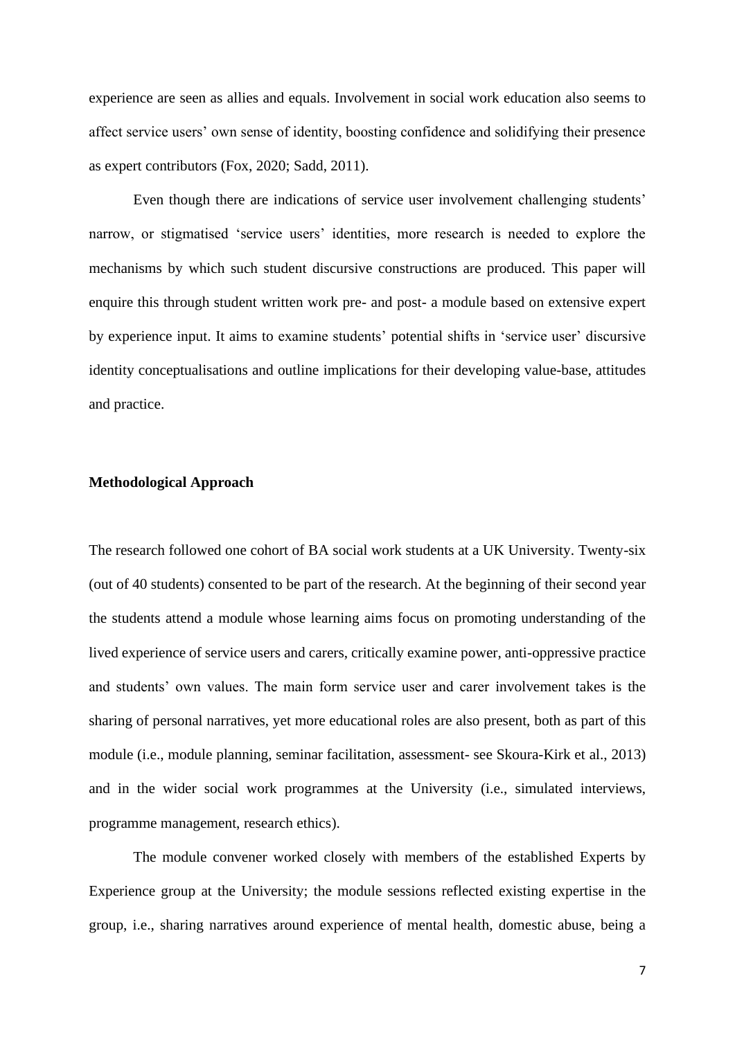experience are seen as allies and equals. Involvement in social work education also seems to affect service users' own sense of identity, boosting confidence and solidifying their presence as expert contributors (Fox, 2020; Sadd, 2011).

Even though there are indications of service user involvement challenging students' narrow, or stigmatised 'service users' identities, more research is needed to explore the mechanisms by which such student discursive constructions are produced. This paper will enquire this through student written work pre- and post- a module based on extensive expert by experience input. It aims to examine students' potential shifts in 'service user' discursive identity conceptualisations and outline implications for their developing value-base, attitudes and practice.

**Methodological Approach**

The research followed one cohort of BA social work students at a UK University. Twenty-six (out of 40 students) consented to be part of the research. At the beginning of their second year the students attend a module whose learning aims focus on promoting understanding of the lived experience of service users and carers, critically examine power, anti-oppressive practice and students' own values. The main form service user and carer involvement takes is the sharing of personal narratives, yet more educational roles are also present, both as part of this module (i.e., module planning, seminar facilitation, assessment- see Skoura-Kirk et al., 2013) and in the wider social work programmes at the University (i.e., simulated interviews, programme management, research ethics).

The module convener worked closely with members of the established Experts by Experience group at the University; the module sessions reflected existing expertise in the group, i.e., sharing narratives around experience of mental health, domestic abuse, being a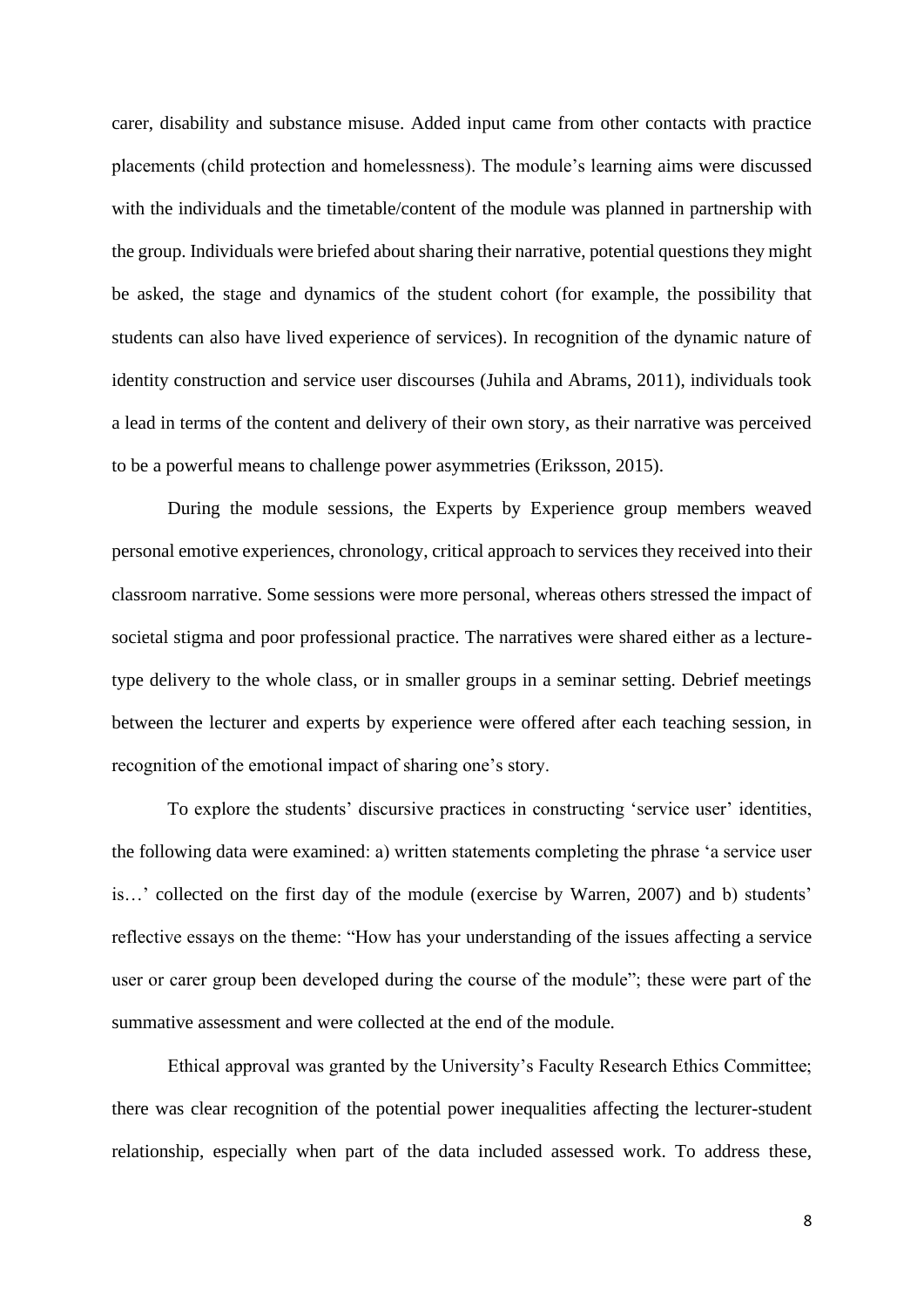carer, disability and substance misuse. Added input came from other contacts with practice placements (child protection and homelessness). The module's learning aims were discussed with the individuals and the timetable/content of the module was planned in partnership with the group. Individuals were briefed about sharing their narrative, potential questions they might be asked, the stage and dynamics of the student cohort (for example, the possibility that students can also have lived experience of services). In recognition of the dynamic nature of identity construction and service user discourses (Juhila and Abrams, 2011), individuals took a lead in terms of the content and delivery of their own story, as their narrative was perceived to be a powerful means to challenge power asymmetries (Eriksson, 2015).

During the module sessions, the Experts by Experience group members weaved personal emotive experiences, chronology, critical approach to services they received into their classroom narrative. Some sessions were more personal, whereas others stressed the impact of societal stigma and poor professional practice. The narratives were shared either as a lecture-type delivery to the whole class, or in smaller groups in a seminar setting. Debrief meetings between the lecturer and experts by experience were offered after each teaching session, in recognition of the emotional impact of sharing one's story.

To explore the students' discursive practices in constructing 'service user' identities, the following data were examined: a) written statements completing the phrase 'a service user is…' collected on the first day of the module (exercise by Warren, 2007) and b) students' reflective essays on the theme: "How has your understanding of the issues affecting a service user or carer group been developed during the course of the module"; these were part of the summative assessment and were collected at the end of the module.

Ethical approval was granted by the University's Faculty Research Ethics Committee; there was clear recognition of the potential power inequalities affecting the lecturer-student relationship, especially when part of the data included assessed work. To address these,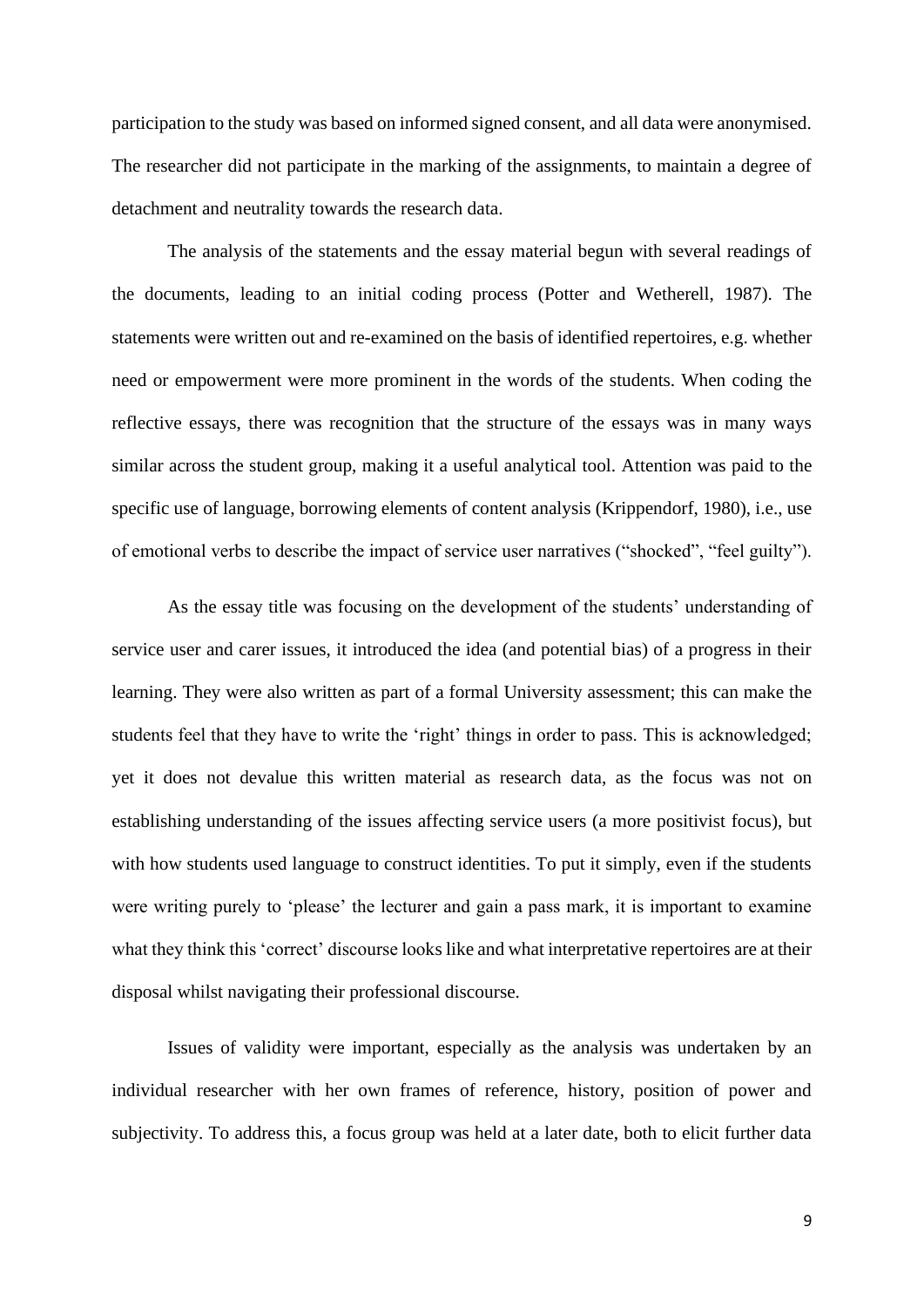participation to the study was based on informed signed consent, and all data were anonymised. The researcher did not participate in the marking of the assignments, to maintain a degree of detachment and neutrality towards the research data.

The analysis of the statements and the essay material begun with several readings of the documents, leading to an initial coding process (Potter and Wetherell, 1987). The statements were written out and re-examined on the basis of identified repertoires, e.g. whether need or empowerment were more prominent in the words of the students. When coding the reflective essays, there was recognition that the structure of the essays was in many ways similar across the student group, making it a useful analytical tool. Attention was paid to the specific use of language, borrowing elements of content analysis (Krippendorf, 1980), i.e., use of emotional verbs to describe the impact of service user narratives ("shocked", "feel guilty").

As the essay title was focusing on the development of the students' understanding of service user and carer issues, it introduced the idea (and potential bias) of a progress in their learning. They were also written as part of a formal University assessment; this can make the students feel that they have to write the 'right' things in order to pass. This is acknowledged; yet it does not devalue this written material as research data, as the focus was not on establishing understanding of the issues affecting service users (a more positivist focus), but with how students used language to construct identities. To put it simply, even if the students were writing purely to 'please' the lecturer and gain a pass mark, it is important to examine what they think this 'correct' discourse looks like and what interpretative repertoires are at their disposal whilst navigating their professional discourse.

Issues of validity were important, especially as the analysis was undertaken by an individual researcher with her own frames of reference, history, position of power and subjectivity. To address this, a focus group was held at a later date, both to elicit further data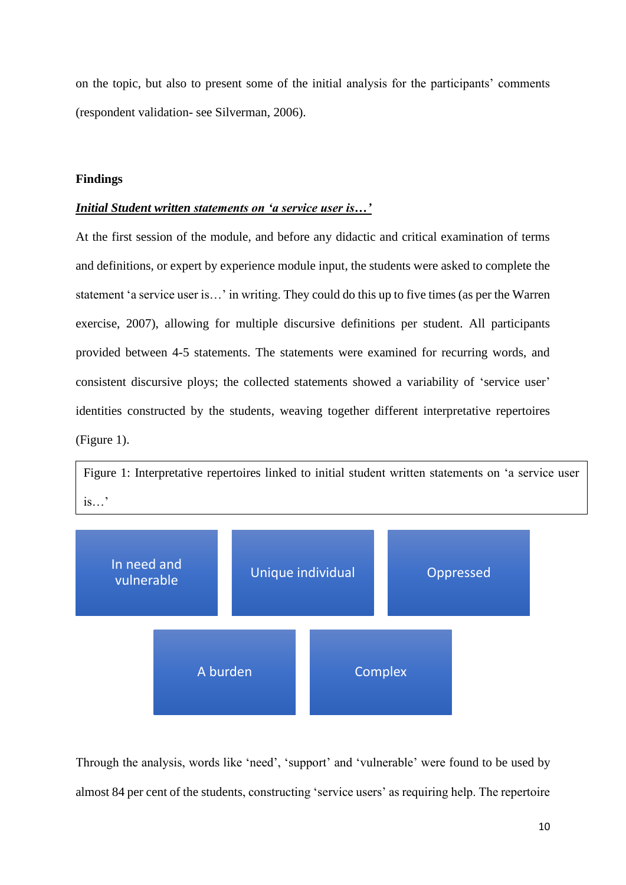on the topic, but also to present some of the initial analysis for the participants' comments (respondent validation- see Silverman, 2006).

## Findings

***Initial Student written statements on 'a service user is…'***

At the first session of the module, and before any didactic and critical examination of terms and definitions, or expert by experience module input, the students were asked to complete the statement 'a service user is…' in writing. They could do this up to five times (as per the Warren exercise, 2007), allowing for multiple discursive definitions per student. All participants provided between 4-5 statements. The statements were examined for recurring words, and consistent discursive ploys; the collected statements showed a variability of 'service user' identities constructed by the students, weaving together different interpretative repertoires (Figure 1).

Figure 1: Interpretative repertoires linked to initial student written statements on 'a service user is…'

In need and vulnerable

Unique individual

Oppressed

A burden

Complex

Through the analysis, words like 'need', 'support' and 'vulnerable' were found to be used by almost 84 per cent of the students, constructing 'service users' as requiring help. The repertoire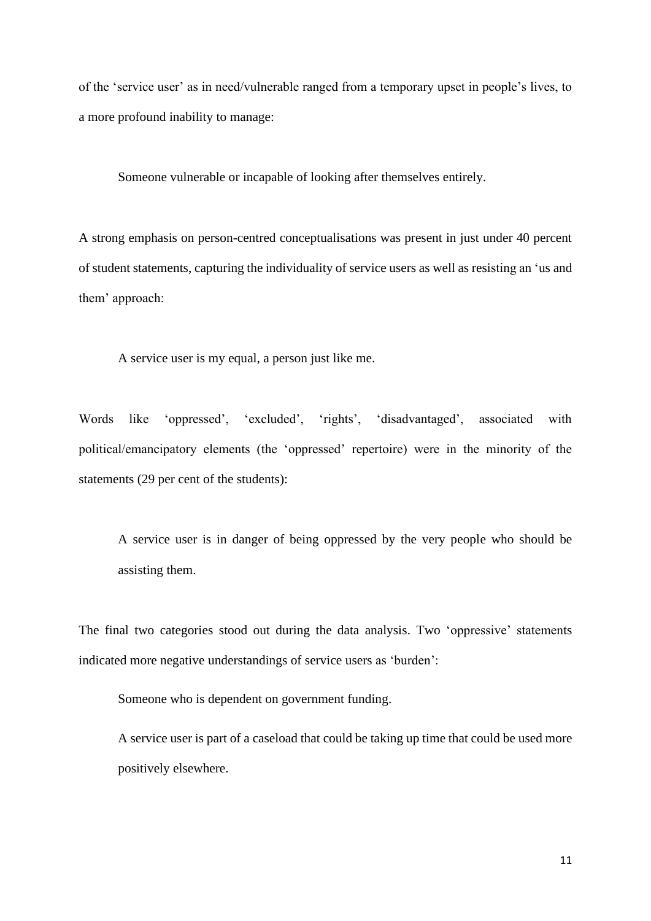of the ‘service user’ as in need/vulnerable ranged from a temporary upset in people’s lives, to a more profound inability to manage:

> Someone vulnerable or incapable of looking after themselves entirely.

A strong emphasis on person-centred conceptualisations was present in just under 40 percent of student statements, capturing the individuality of service users as well as resisting an ‘us and them’ approach:

> A service user is my equal, a person just like me.

Words like ‘oppressed’, ‘excluded’, ‘rights’, ‘disadvantaged’, associated with political/emancipatory elements (the ‘oppressed’ repertoire) were in the minority of the statements (29 per cent of the students):

> A service user is in danger of being oppressed by the very people who should be assisting them.

The final two categories stood out during the data analysis. Two ‘oppressive’ statements indicated more negative understandings of service users as ‘burden’:

> Someone who is dependent on government funding.
>
> A service user is part of a caseload that could be taking up time that could be used more positively elsewhere.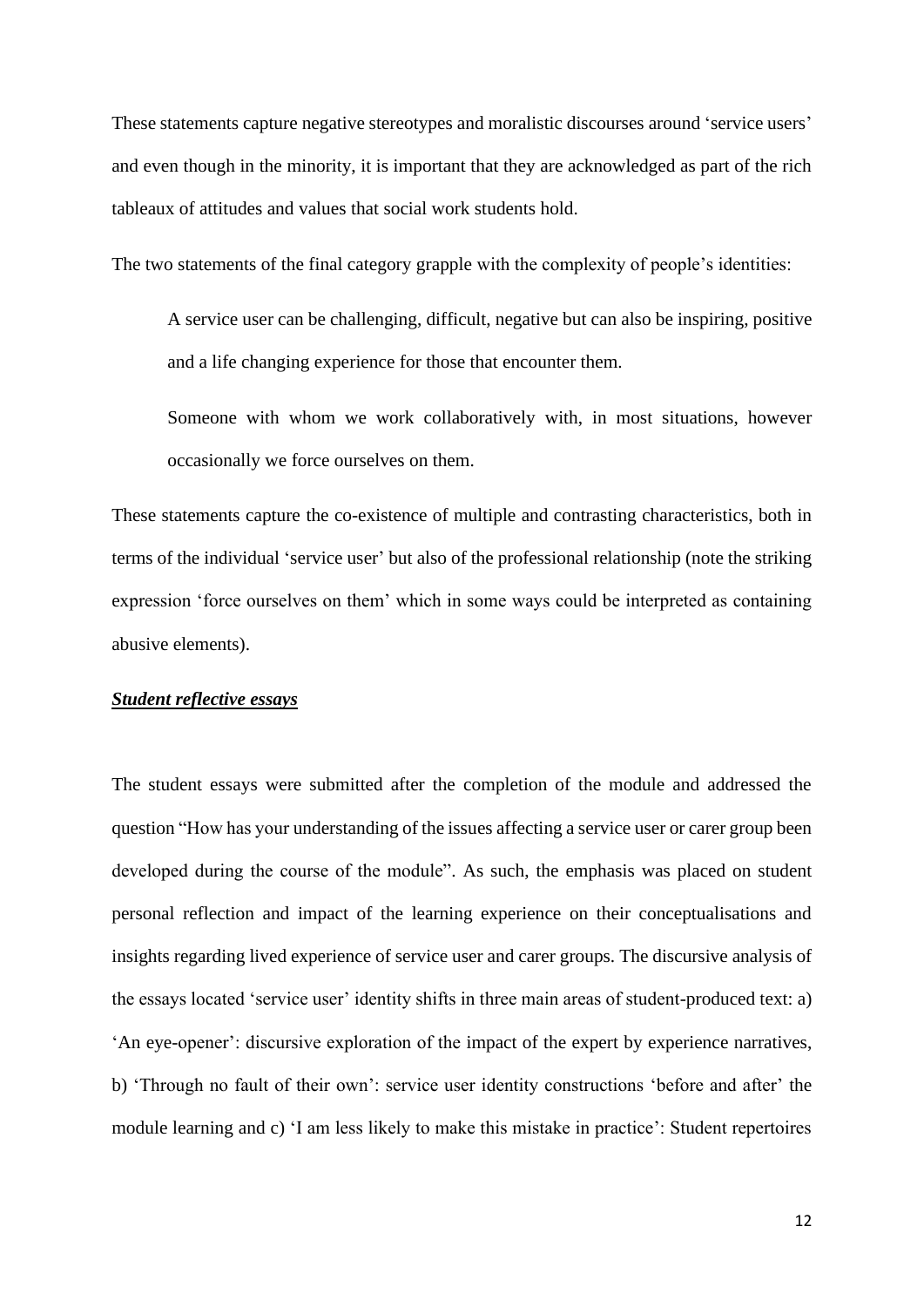These statements capture negative stereotypes and moralistic discourses around 'service users' and even though in the minority, it is important that they are acknowledged as part of the rich tableaux of attitudes and values that social work students hold.

The two statements of the final category grapple with the complexity of people's identities:

> A service user can be challenging, difficult, negative but can also be inspiring, positive and a life changing experience for those that encounter them.
>
> Someone with whom we work collaboratively with, in most situations, however occasionally we force ourselves on them.

These statements capture the co-existence of multiple and contrasting characteristics, both in terms of the individual 'service user' but also of the professional relationship (note the striking expression 'force ourselves on them' which in some ways could be interpreted as containing abusive elements).

***Student reflective essays***

The student essays were submitted after the completion of the module and addressed the question "How has your understanding of the issues affecting a service user or carer group been developed during the course of the module". As such, the emphasis was placed on student personal reflection and impact of the learning experience on their conceptualisations and insights regarding lived experience of service user and carer groups. The discursive analysis of the essays located 'service user' identity shifts in three main areas of student-produced text: a) 'An eye-opener': discursive exploration of the impact of the expert by experience narratives, b) 'Through no fault of their own': service user identity constructions 'before and after' the module learning and c) 'I am less likely to make this mistake in practice': Student repertoires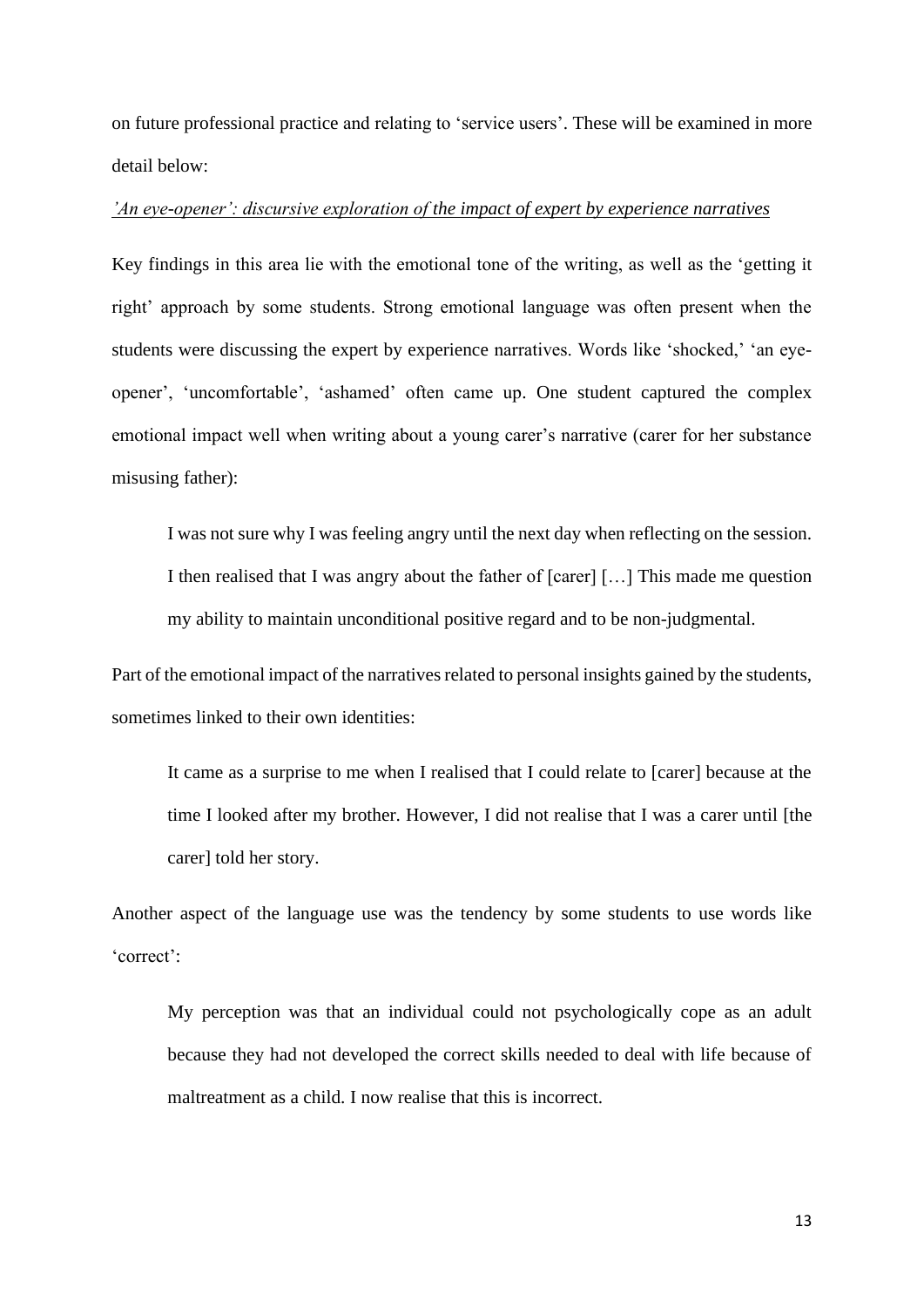on future professional practice and relating to 'service users'. These will be examined in more detail below:

*<u>'An eye-opener': discursive exploration of the impact of expert by experience narratives</u>*

Key findings in this area lie with the emotional tone of the writing, as well as the 'getting it right' approach by some students. Strong emotional language was often present when the students were discussing the expert by experience narratives. Words like 'shocked,' 'an eye-opener', 'uncomfortable', 'ashamed' often came up. One student captured the complex emotional impact well when writing about a young carer's narrative (carer for her substance misusing father):

> I was not sure why I was feeling angry until the next day when reflecting on the session. I then realised that I was angry about the father of [carer] […] This made me question my ability to maintain unconditional positive regard and to be non-judgmental.

Part of the emotional impact of the narratives related to personal insights gained by the students, sometimes linked to their own identities:

> It came as a surprise to me when I realised that I could relate to [carer] because at the time I looked after my brother. However, I did not realise that I was a carer until [the carer] told her story.

Another aspect of the language use was the tendency by some students to use words like 'correct':

> My perception was that an individual could not psychologically cope as an adult because they had not developed the correct skills needed to deal with life because of maltreatment as a child. I now realise that this is incorrect.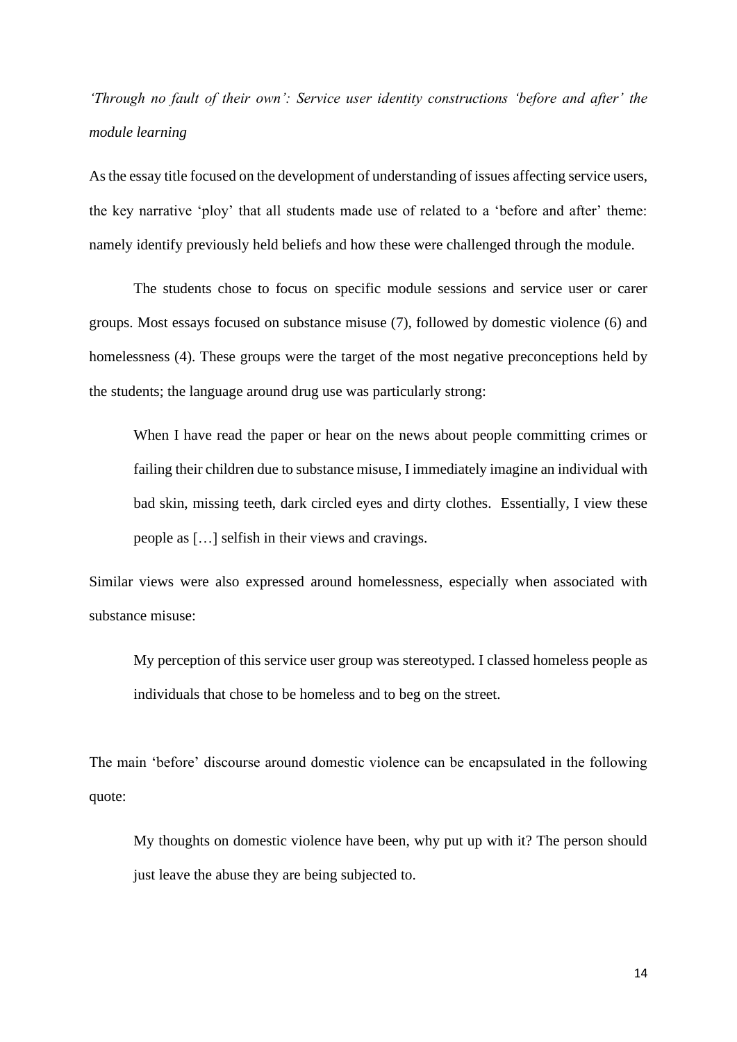### *'Through no fault of their own': Service user identity constructions 'before and after' the module learning*

As the essay title focused on the development of understanding of issues affecting service users, the key narrative 'ploy' that all students made use of related to a 'before and after' theme: namely identify previously held beliefs and how these were challenged through the module.

The students chose to focus on specific module sessions and service user or carer groups. Most essays focused on substance misuse (7), followed by domestic violence (6) and homelessness (4). These groups were the target of the most negative preconceptions held by the students; the language around drug use was particularly strong:

> When I have read the paper or hear on the news about people committing crimes or failing their children due to substance misuse, I immediately imagine an individual with bad skin, missing teeth, dark circled eyes and dirty clothes. Essentially, I view these people as […] selfish in their views and cravings.

Similar views were also expressed around homelessness, especially when associated with substance misuse:

> My perception of this service user group was stereotyped. I classed homeless people as individuals that chose to be homeless and to beg on the street.

The main 'before' discourse around domestic violence can be encapsulated in the following quote:

> My thoughts on domestic violence have been, why put up with it? The person should just leave the abuse they are being subjected to.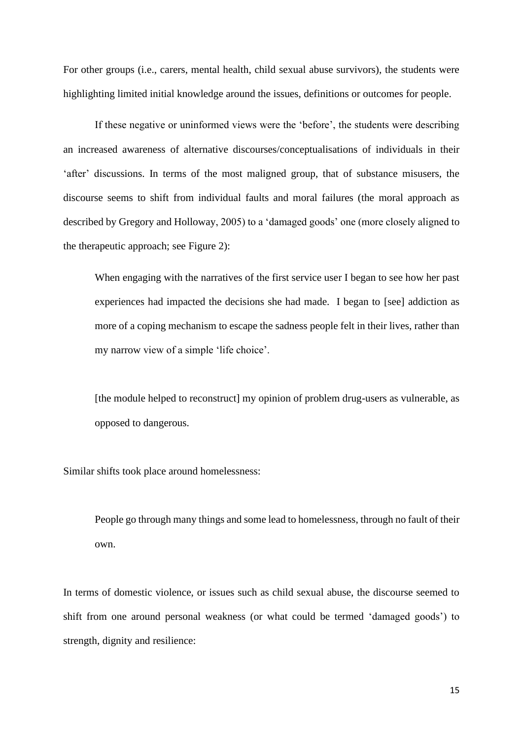For other groups (i.e., carers, mental health, child sexual abuse survivors), the students were highlighting limited initial knowledge around the issues, definitions or outcomes for people.

If these negative or uninformed views were the 'before', the students were describing an increased awareness of alternative discourses/conceptualisations of individuals in their 'after' discussions. In terms of the most maligned group, that of substance misusers, the discourse seems to shift from individual faults and moral failures (the moral approach as described by Gregory and Holloway, 2005) to a 'damaged goods' one (more closely aligned to the therapeutic approach; see Figure 2):

> When engaging with the narratives of the first service user I began to see how her past experiences had impacted the decisions she had made. I began to [see] addiction as more of a coping mechanism to escape the sadness people felt in their lives, rather than my narrow view of a simple 'life choice'.

> [the module helped to reconstruct] my opinion of problem drug-users as vulnerable, as opposed to dangerous.

Similar shifts took place around homelessness:

> People go through many things and some lead to homelessness, through no fault of their own.

In terms of domestic violence, or issues such as child sexual abuse, the discourse seemed to shift from one around personal weakness (or what could be termed 'damaged goods') to strength, dignity and resilience: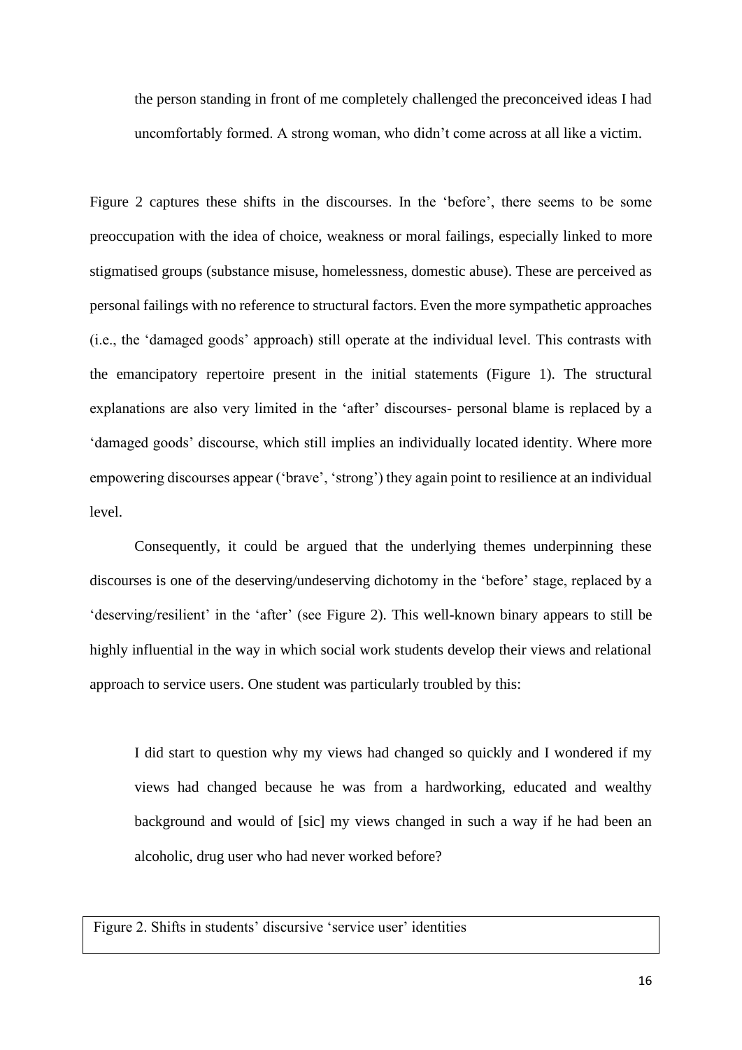> the person standing in front of me completely challenged the preconceived ideas I had uncomfortably formed. A strong woman, who didn't come across at all like a victim.

Figure 2 captures these shifts in the discourses. In the 'before', there seems to be some preoccupation with the idea of choice, weakness or moral failings, especially linked to more stigmatised groups (substance misuse, homelessness, domestic abuse). These are perceived as personal failings with no reference to structural factors. Even the more sympathetic approaches (i.e., the 'damaged goods' approach) still operate at the individual level. This contrasts with the emancipatory repertoire present in the initial statements (Figure 1). The structural explanations are also very limited in the 'after' discourses- personal blame is replaced by a 'damaged goods' discourse, which still implies an individually located identity. Where more empowering discourses appear ('brave', 'strong') they again point to resilience at an individual level.

Consequently, it could be argued that the underlying themes underpinning these discourses is one of the deserving/undeserving dichotomy in the 'before' stage, replaced by a 'deserving/resilient' in the 'after' (see Figure 2). This well-known binary appears to still be highly influential in the way in which social work students develop their views and relational approach to service users. One student was particularly troubled by this:

> I did start to question why my views had changed so quickly and I wondered if my views had changed because he was from a hardworking, educated and wealthy background and would of [sic] my views changed in such a way if he had been an alcoholic, drug user who had never worked before?

Figure 2. Shifts in students' discursive 'service user' identities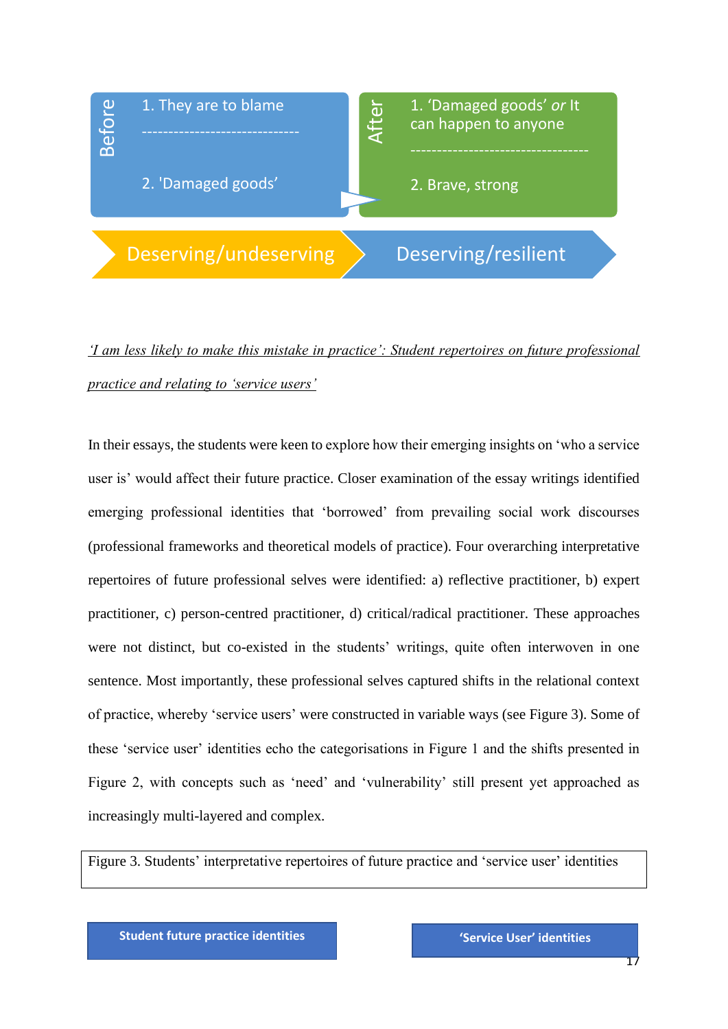Before

1. They are to blame

2. 'Damaged goods'

After

1. 'Damaged goods' *or* It can happen to anyone

2. Brave, strong

Deserving/undeserving → Deserving/resilient

*'I am less likely to make this mistake in practice': Student repertoires on future professional practice and relating to 'service users'*

In their essays, the students were keen to explore how their emerging insights on 'who a service user is' would affect their future practice. Closer examination of the essay writings identified emerging professional identities that 'borrowed' from prevailing social work discourses (professional frameworks and theoretical models of practice). Four overarching interpretative repertoires of future professional selves were identified: a) reflective practitioner, b) expert practitioner, c) person-centred practitioner, d) critical/radical practitioner. These approaches were not distinct, but co-existed in the students' writings, quite often interwoven in one sentence. Most importantly, these professional selves captured shifts in the relational context of practice, whereby 'service users' were constructed in variable ways (see Figure 3). Some of these 'service user' identities echo the categorisations in Figure 1 and the shifts presented in Figure 2, with concepts such as 'need' and 'vulnerability' still present yet approached as increasingly multi-layered and complex.

Figure 3. Students' interpretative repertoires of future practice and 'service user' identities

**Student future practice identities**

**'Service User' identities**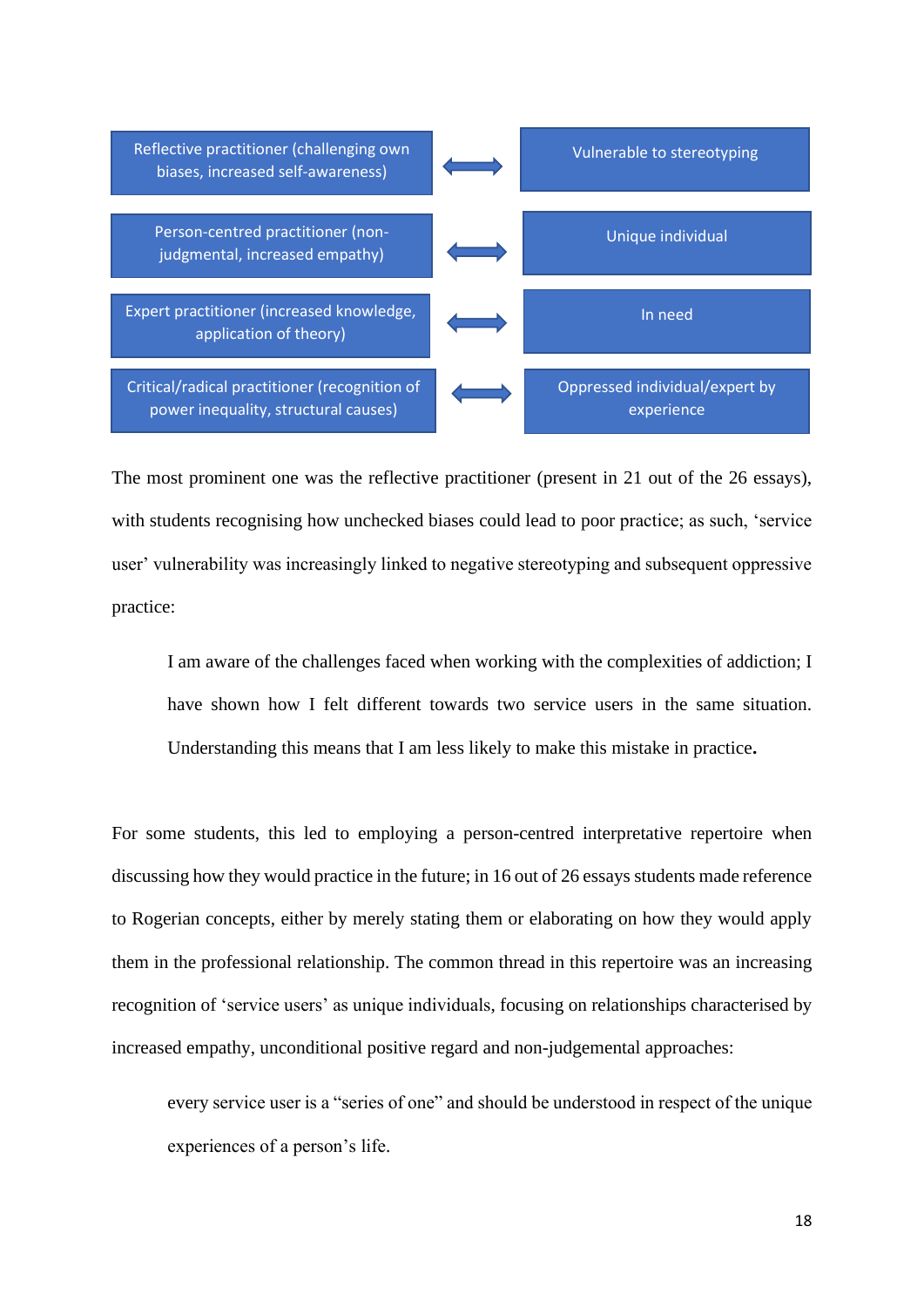| | | |
|---|---|---|
| Reflective practitioner (challenging own biases, increased self-awareness) | ⟷ | Vulnerable to stereotyping |
| Person-centred practitioner (non-judgmental, increased empathy) | ⟷ | Unique individual |
| Expert practitioner (increased knowledge, application of theory) | ⟷ | In need |
| Critical/radical practitioner (recognition of power inequality, structural causes) | ⟷ | Oppressed individual/expert by experience |

The most prominent one was the reflective practitioner (present in 21 out of the 26 essays), with students recognising how unchecked biases could lead to poor practice; as such, 'service user' vulnerability was increasingly linked to negative stereotyping and subsequent oppressive practice:

> I am aware of the challenges faced when working with the complexities of addiction; I have shown how I felt different towards two service users in the same situation. Understanding this means that I am less likely to make this mistake in practice**.**

For some students, this led to employing a person-centred interpretative repertoire when discussing how they would practice in the future; in 16 out of 26 essays students made reference to Rogerian concepts, either by merely stating them or elaborating on how they would apply them in the professional relationship. The common thread in this repertoire was an increasing recognition of 'service users' as unique individuals, focusing on relationships characterised by increased empathy, unconditional positive regard and non-judgemental approaches:

> every service user is a "series of one" and should be understood in respect of the unique experiences of a person's life.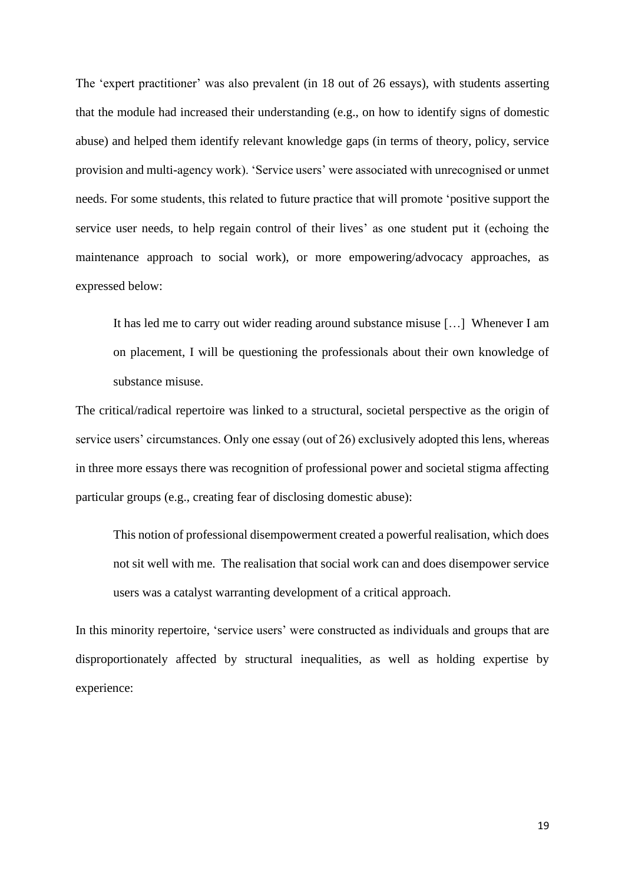The 'expert practitioner' was also prevalent (in 18 out of 26 essays), with students asserting that the module had increased their understanding (e.g., on how to identify signs of domestic abuse) and helped them identify relevant knowledge gaps (in terms of theory, policy, service provision and multi-agency work). 'Service users' were associated with unrecognised or unmet needs. For some students, this related to future practice that will promote 'positive support the service user needs, to help regain control of their lives' as one student put it (echoing the maintenance approach to social work), or more empowering/advocacy approaches, as expressed below:

> It has led me to carry out wider reading around substance misuse […] Whenever I am on placement, I will be questioning the professionals about their own knowledge of substance misuse.

The critical/radical repertoire was linked to a structural, societal perspective as the origin of service users' circumstances. Only one essay (out of 26) exclusively adopted this lens, whereas in three more essays there was recognition of professional power and societal stigma affecting particular groups (e.g., creating fear of disclosing domestic abuse):

> This notion of professional disempowerment created a powerful realisation, which does not sit well with me. The realisation that social work can and does disempower service users was a catalyst warranting development of a critical approach.

In this minority repertoire, 'service users' were constructed as individuals and groups that are disproportionately affected by structural inequalities, as well as holding expertise by experience: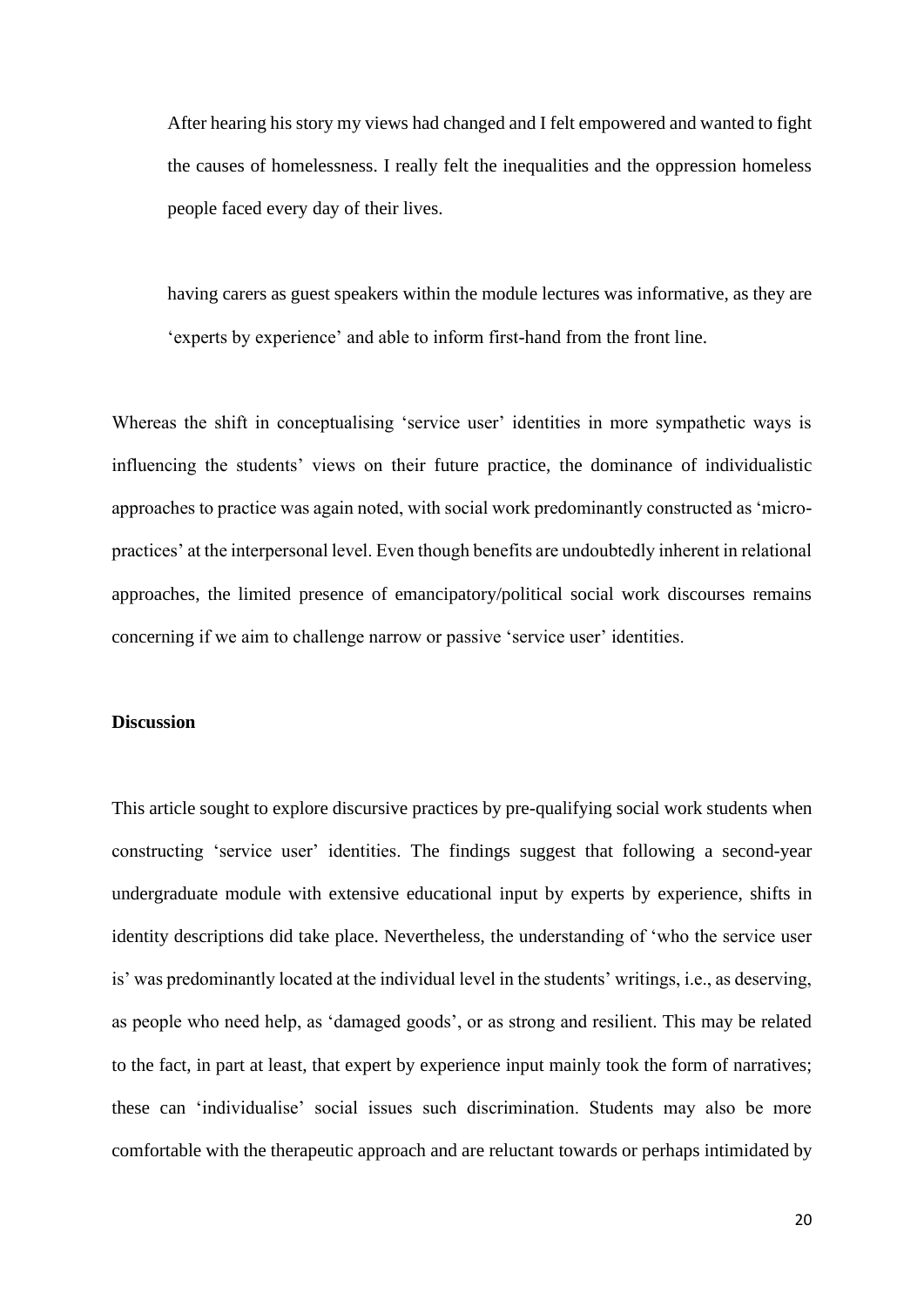> After hearing his story my views had changed and I felt empowered and wanted to fight the causes of homelessness. I really felt the inequalities and the oppression homeless people faced every day of their lives.

> having carers as guest speakers within the module lectures was informative, as they are 'experts by experience' and able to inform first-hand from the front line.

Whereas the shift in conceptualising 'service user' identities in more sympathetic ways is influencing the students' views on their future practice, the dominance of individualistic approaches to practice was again noted, with social work predominantly constructed as 'micro-practices' at the interpersonal level. Even though benefits are undoubtedly inherent in relational approaches, the limited presence of emancipatory/political social work discourses remains concerning if we aim to challenge narrow or passive 'service user' identities.

**Discussion**

This article sought to explore discursive practices by pre-qualifying social work students when constructing 'service user' identities. The findings suggest that following a second-year undergraduate module with extensive educational input by experts by experience, shifts in identity descriptions did take place. Nevertheless, the understanding of 'who the service user is' was predominantly located at the individual level in the students' writings, i.e., as deserving, as people who need help, as 'damaged goods', or as strong and resilient. This may be related to the fact, in part at least, that expert by experience input mainly took the form of narratives; these can 'individualise' social issues such discrimination. Students may also be more comfortable with the therapeutic approach and are reluctant towards or perhaps intimidated by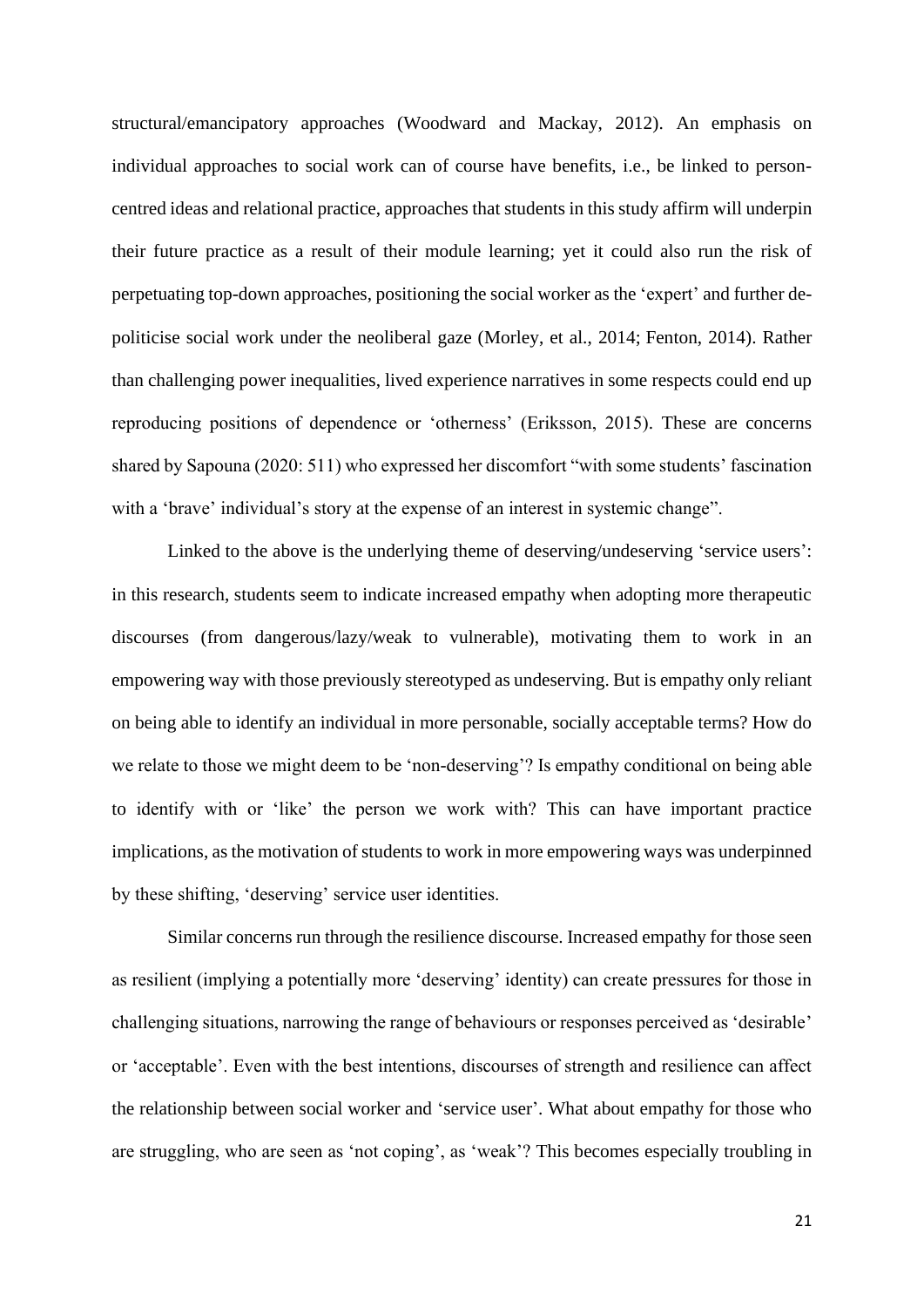structural/emancipatory approaches (Woodward and Mackay, 2012). An emphasis on individual approaches to social work can of course have benefits, i.e., be linked to person-centred ideas and relational practice, approaches that students in this study affirm will underpin their future practice as a result of their module learning; yet it could also run the risk of perpetuating top-down approaches, positioning the social worker as the 'expert' and further de-politicise social work under the neoliberal gaze (Morley, et al., 2014; Fenton, 2014). Rather than challenging power inequalities, lived experience narratives in some respects could end up reproducing positions of dependence or 'otherness' (Eriksson, 2015). These are concerns shared by Sapouna (2020: 511) who expressed her discomfort "with some students' fascination with a 'brave' individual's story at the expense of an interest in systemic change".

Linked to the above is the underlying theme of deserving/undeserving 'service users': in this research, students seem to indicate increased empathy when adopting more therapeutic discourses (from dangerous/lazy/weak to vulnerable), motivating them to work in an empowering way with those previously stereotyped as undeserving. But is empathy only reliant on being able to identify an individual in more personable, socially acceptable terms? How do we relate to those we might deem to be 'non-deserving'? Is empathy conditional on being able to identify with or 'like' the person we work with? This can have important practice implications, as the motivation of students to work in more empowering ways was underpinned by these shifting, 'deserving' service user identities.

Similar concerns run through the resilience discourse. Increased empathy for those seen as resilient (implying a potentially more 'deserving' identity) can create pressures for those in challenging situations, narrowing the range of behaviours or responses perceived as 'desirable' or 'acceptable'. Even with the best intentions, discourses of strength and resilience can affect the relationship between social worker and 'service user'. What about empathy for those who are struggling, who are seen as 'not coping', as 'weak'? This becomes especially troubling in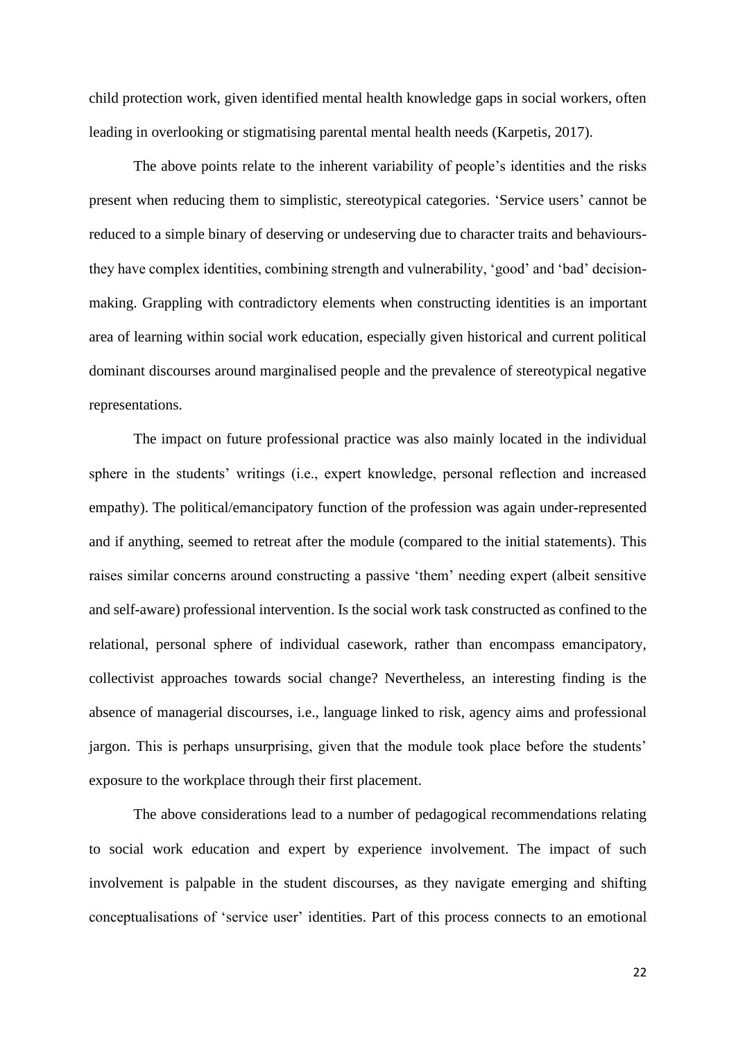child protection work, given identified mental health knowledge gaps in social workers, often leading in overlooking or stigmatising parental mental health needs (Karpetis, 2017).

The above points relate to the inherent variability of people's identities and the risks present when reducing them to simplistic, stereotypical categories. 'Service users' cannot be reduced to a simple binary of deserving or undeserving due to character traits and behaviours- they have complex identities, combining strength and vulnerability, 'good' and 'bad' decision-making. Grappling with contradictory elements when constructing identities is an important area of learning within social work education, especially given historical and current political dominant discourses around marginalised people and the prevalence of stereotypical negative representations.

The impact on future professional practice was also mainly located in the individual sphere in the students' writings (i.e., expert knowledge, personal reflection and increased empathy). The political/emancipatory function of the profession was again under-represented and if anything, seemed to retreat after the module (compared to the initial statements). This raises similar concerns around constructing a passive 'them' needing expert (albeit sensitive and self-aware) professional intervention. Is the social work task constructed as confined to the relational, personal sphere of individual casework, rather than encompass emancipatory, collectivist approaches towards social change? Nevertheless, an interesting finding is the absence of managerial discourses, i.e., language linked to risk, agency aims and professional jargon. This is perhaps unsurprising, given that the module took place before the students' exposure to the workplace through their first placement.

The above considerations lead to a number of pedagogical recommendations relating to social work education and expert by experience involvement. The impact of such involvement is palpable in the student discourses, as they navigate emerging and shifting conceptualisations of 'service user' identities. Part of this process connects to an emotional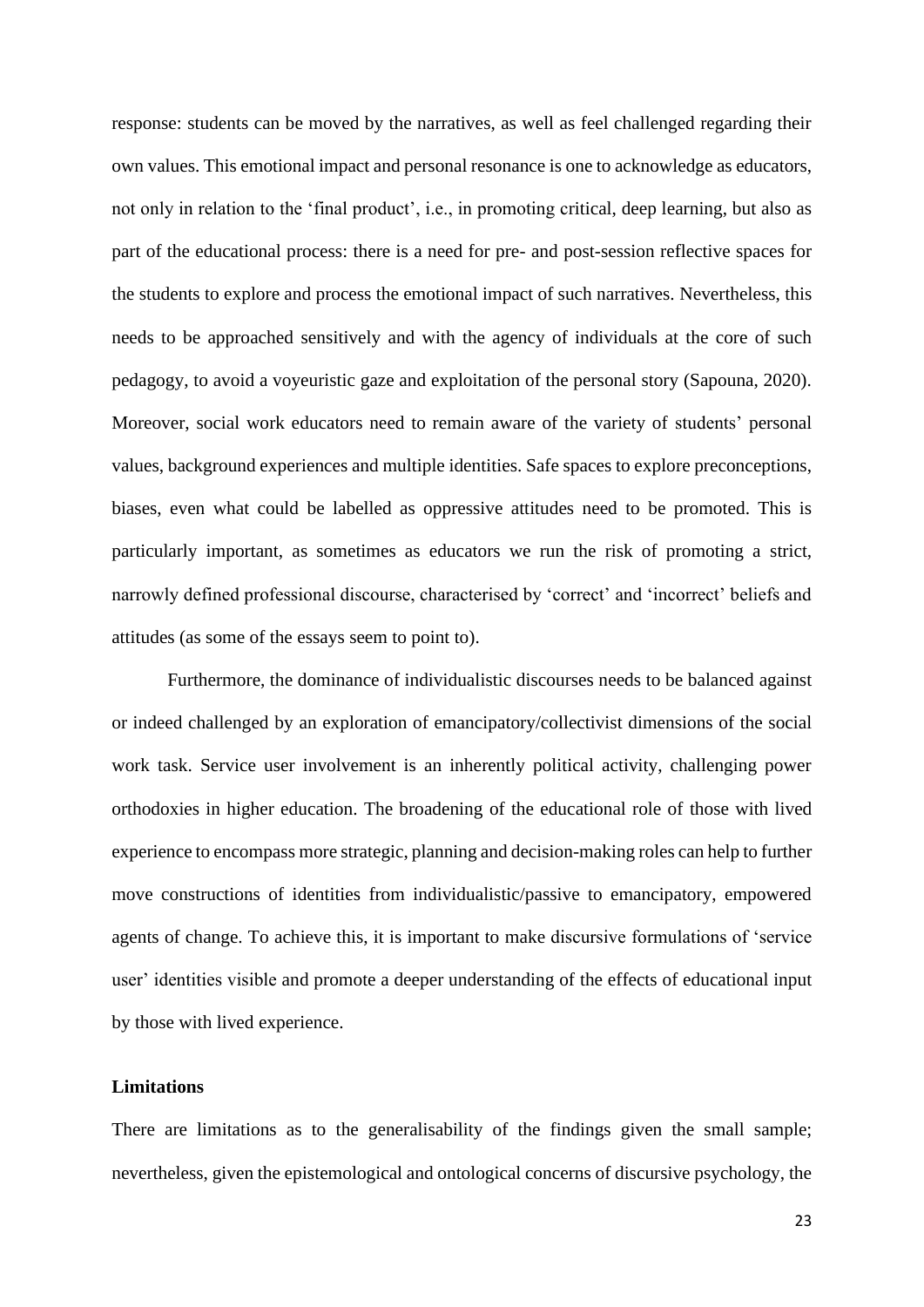response: students can be moved by the narratives, as well as feel challenged regarding their own values. This emotional impact and personal resonance is one to acknowledge as educators, not only in relation to the 'final product', i.e., in promoting critical, deep learning, but also as part of the educational process: there is a need for pre- and post-session reflective spaces for the students to explore and process the emotional impact of such narratives. Nevertheless, this needs to be approached sensitively and with the agency of individuals at the core of such pedagogy, to avoid a voyeuristic gaze and exploitation of the personal story (Sapouna, 2020). Moreover, social work educators need to remain aware of the variety of students' personal values, background experiences and multiple identities. Safe spaces to explore preconceptions, biases, even what could be labelled as oppressive attitudes need to be promoted. This is particularly important, as sometimes as educators we run the risk of promoting a strict, narrowly defined professional discourse, characterised by 'correct' and 'incorrect' beliefs and attitudes (as some of the essays seem to point to).

Furthermore, the dominance of individualistic discourses needs to be balanced against or indeed challenged by an exploration of emancipatory/collectivist dimensions of the social work task. Service user involvement is an inherently political activity, challenging power orthodoxies in higher education. The broadening of the educational role of those with lived experience to encompass more strategic, planning and decision-making roles can help to further move constructions of identities from individualistic/passive to emancipatory, empowered agents of change. To achieve this, it is important to make discursive formulations of 'service user' identities visible and promote a deeper understanding of the effects of educational input by those with lived experience.

**Limitations**

There are limitations as to the generalisability of the findings given the small sample; nevertheless, given the epistemological and ontological concerns of discursive psychology, the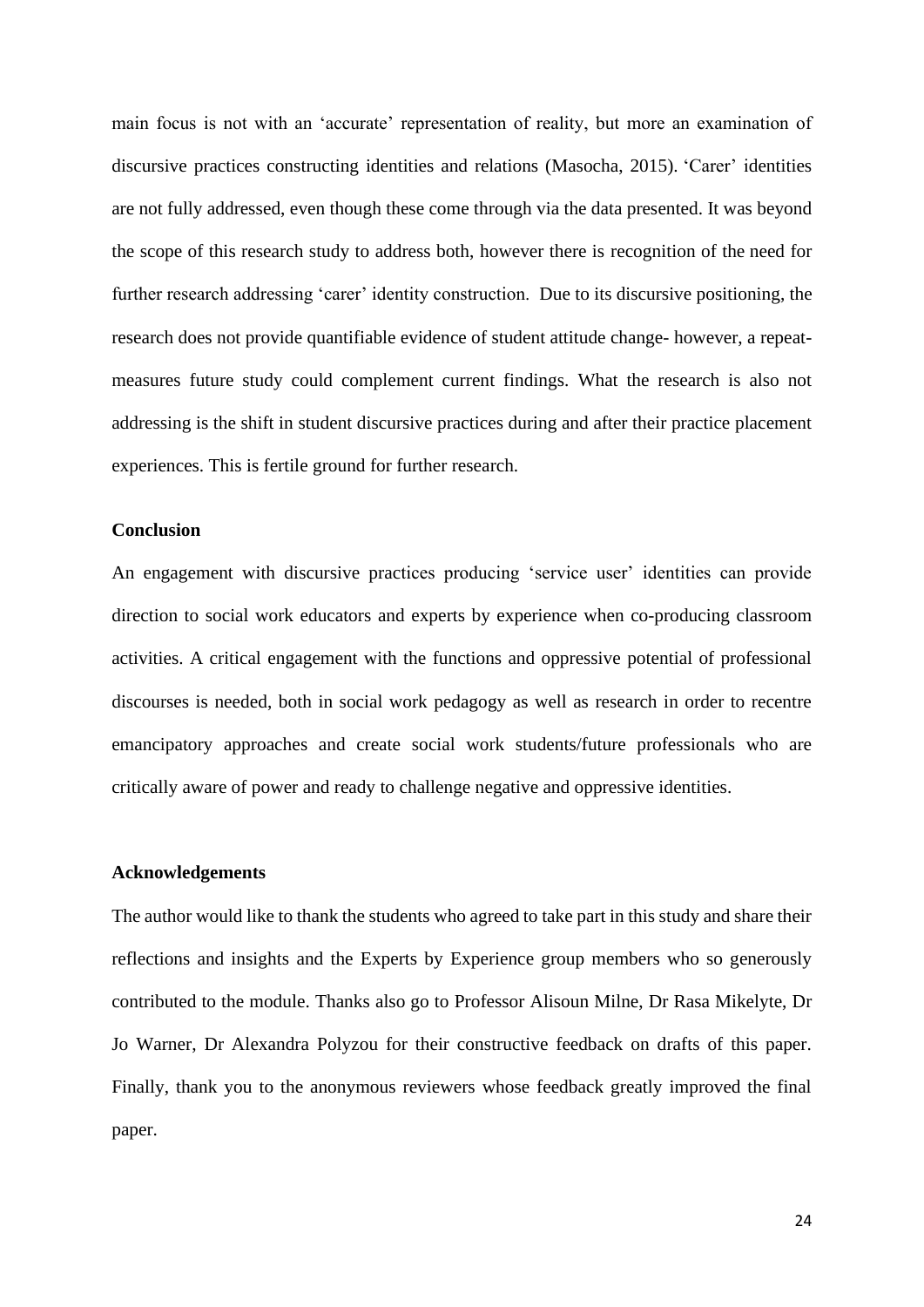main focus is not with an 'accurate' representation of reality, but more an examination of discursive practices constructing identities and relations (Masocha, 2015). 'Carer' identities are not fully addressed, even though these come through via the data presented. It was beyond the scope of this research study to address both, however there is recognition of the need for further research addressing 'carer' identity construction. Due to its discursive positioning, the research does not provide quantifiable evidence of student attitude change- however, a repeat-measures future study could complement current findings. What the research is also not addressing is the shift in student discursive practices during and after their practice placement experiences. This is fertile ground for further research.

**Conclusion**

An engagement with discursive practices producing 'service user' identities can provide direction to social work educators and experts by experience when co-producing classroom activities. A critical engagement with the functions and oppressive potential of professional discourses is needed, both in social work pedagogy as well as research in order to recentre emancipatory approaches and create social work students/future professionals who are critically aware of power and ready to challenge negative and oppressive identities.

**Acknowledgements**

The author would like to thank the students who agreed to take part in this study and share their reflections and insights and the Experts by Experience group members who so generously contributed to the module. Thanks also go to Professor Alisoun Milne, Dr Rasa Mikelyte, Dr Jo Warner, Dr Alexandra Polyzou for their constructive feedback on drafts of this paper. Finally, thank you to the anonymous reviewers whose feedback greatly improved the final paper.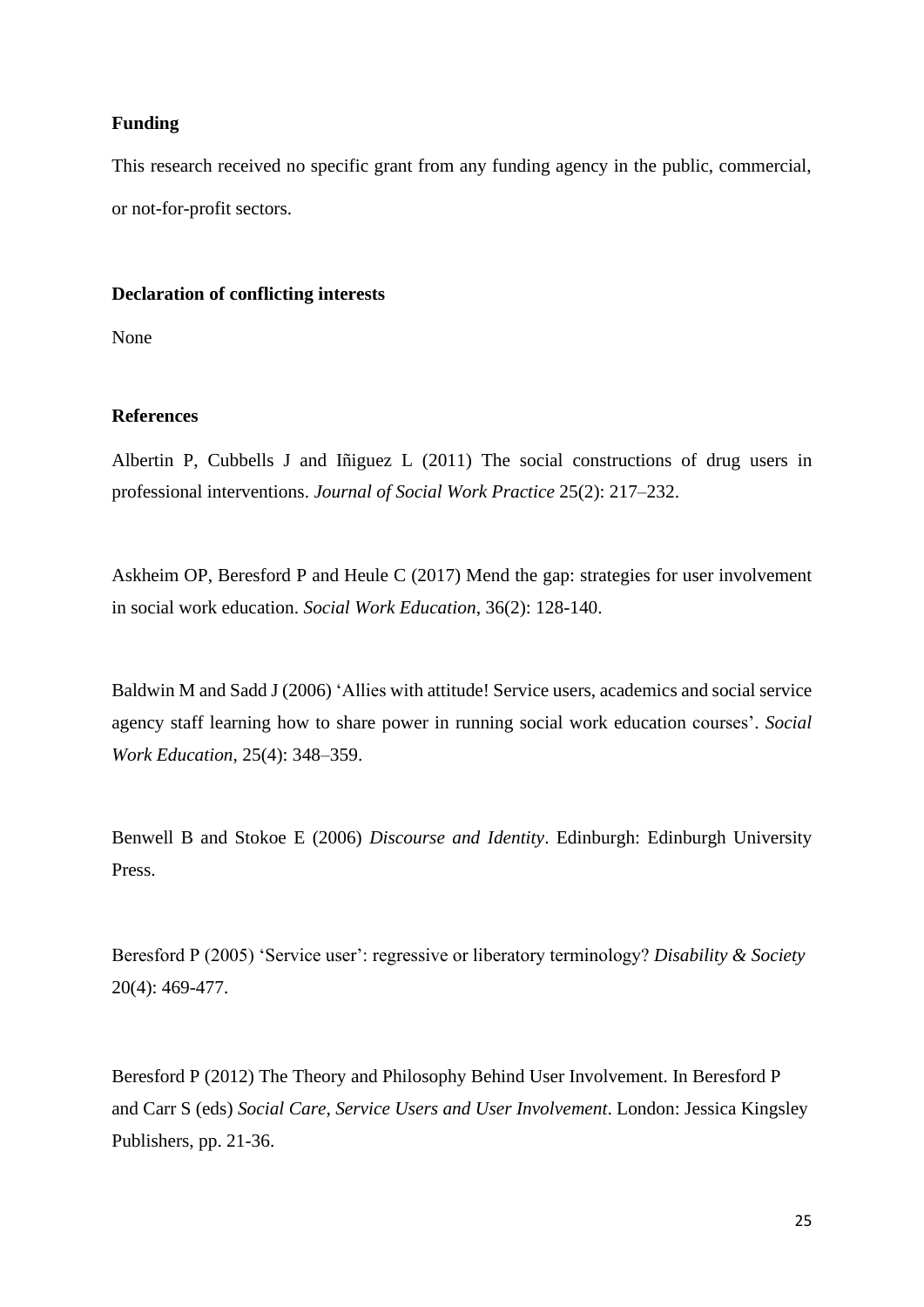**Funding**

This research received no specific grant from any funding agency in the public, commercial, or not-for-profit sectors.

**Declaration of conflicting interests**

None

**References**

Albertin P, Cubbells J and Iñiguez L (2011) The social constructions of drug users in professional interventions. *Journal of Social Work Practice* 25(2): 217–232.

Askheim OP, Beresford P and Heule C (2017) Mend the gap: strategies for user involvement in social work education. *Social Work Education*, 36(2): 128-140.

Baldwin M and Sadd J (2006) 'Allies with attitude! Service users, academics and social service agency staff learning how to share power in running social work education courses'. *Social Work Education*, 25(4): 348–359.

Benwell B and Stokoe E (2006) *Discourse and Identity*. Edinburgh: Edinburgh University Press.

Beresford P (2005) 'Service user': regressive or liberatory terminology? *Disability & Society* 20(4): 469-477.

Beresford P (2012) The Theory and Philosophy Behind User Involvement. In Beresford P and Carr S (eds) *Social Care, Service Users and User Involvement*. London: Jessica Kingsley Publishers, pp. 21-36.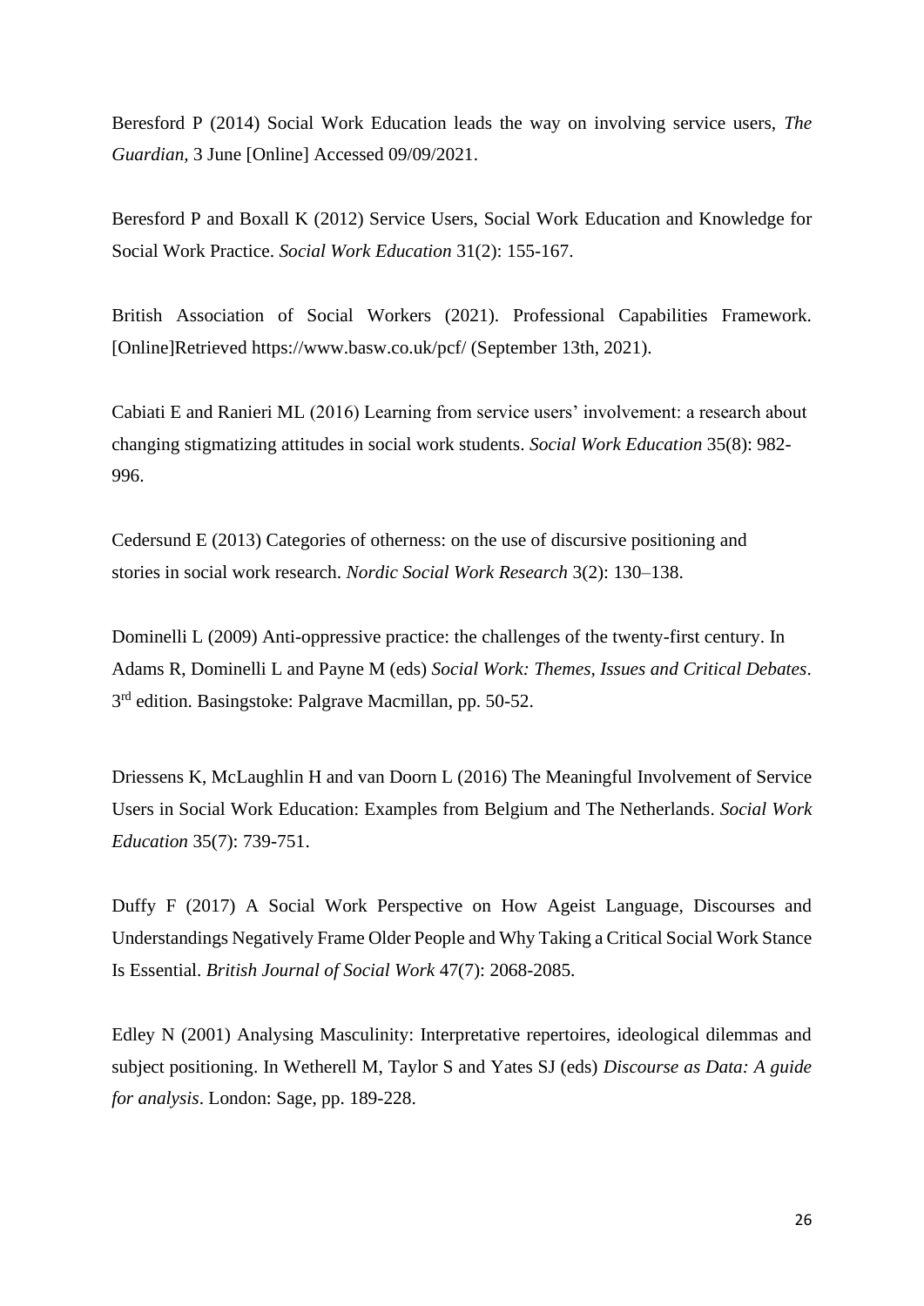Beresford P (2014) Social Work Education leads the way on involving service users, *The Guardian*, 3 June [Online] Accessed 09/09/2021.

Beresford P and Boxall K (2012) Service Users, Social Work Education and Knowledge for Social Work Practice. *Social Work Education* 31(2): 155-167.

British Association of Social Workers (2021). Professional Capabilities Framework. [Online]Retrieved https://www.basw.co.uk/pcf/ (September 13th, 2021).

Cabiati E and Ranieri ML (2016) Learning from service users' involvement: a research about changing stigmatizing attitudes in social work students. *Social Work Education* 35(8): 982-996.

Cedersund E (2013) Categories of otherness: on the use of discursive positioning and stories in social work research. *Nordic Social Work Research* 3(2): 130–138.

Dominelli L (2009) Anti-oppressive practice: the challenges of the twenty-first century. In Adams R, Dominelli L and Payne M (eds) *Social Work: Themes, Issues and Critical Debates*. 3rd edition. Basingstoke: Palgrave Macmillan, pp. 50-52.

Driessens K, McLaughlin H and van Doorn L (2016) The Meaningful Involvement of Service Users in Social Work Education: Examples from Belgium and The Netherlands. *Social Work Education* 35(7): 739-751.

Duffy F (2017) A Social Work Perspective on How Ageist Language, Discourses and Understandings Negatively Frame Older People and Why Taking a Critical Social Work Stance Is Essential. *British Journal of Social Work* 47(7): 2068-2085.

Edley N (2001) Analysing Masculinity: Interpretative repertoires, ideological dilemmas and subject positioning. In Wetherell M, Taylor S and Yates SJ (eds) *Discourse as Data: A guide for analysis*. London: Sage, pp. 189-228.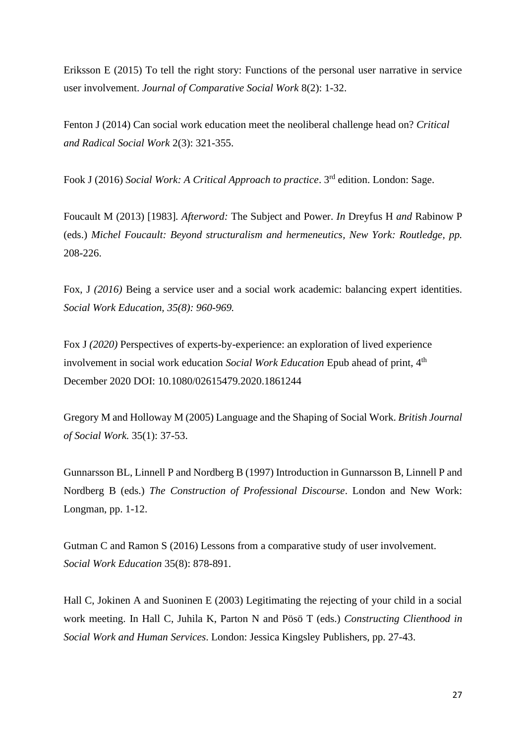Eriksson E (2015) To tell the right story: Functions of the personal user narrative in service user involvement. *Journal of Comparative Social Work* 8(2): 1-32.

Fenton J (2014) Can social work education meet the neoliberal challenge head on? *Critical and Radical Social Work* 2(3): 321-355.

Fook J (2016) *Social Work: A Critical Approach to practice*. 3rd edition. London: Sage.

Foucault M (2013) [1983]. *Afterword:* The Subject and Power. *In* Dreyfus H *and* Rabinow P (eds.) *Michel Foucault: Beyond structuralism and hermeneutics, New York: Routledge, pp.* 208-226.

Fox, J *(2016)* Being a service user and a social work academic: balancing expert identities. *Social Work Education, 35(8): 960-969.*

Fox J *(2020)* Perspectives of experts-by-experience: an exploration of lived experience involvement in social work education *Social Work Education* Epub ahead of print, 4th December 2020 DOI: 10.1080/02615479.2020.1861244

Gregory M and Holloway M (2005) Language and the Shaping of Social Work. *British Journal of Social Work.* 35(1): 37-53.

Gunnarsson BL, Linnell P and Nordberg B (1997) Introduction in Gunnarsson B, Linnell P and Nordberg B (eds.) *The Construction of Professional Discourse*. London and New Work: Longman, pp. 1-12.

Gutman C and Ramon S (2016) Lessons from a comparative study of user involvement. *Social Work Education* 35(8): 878-891.

Hall C, Jokinen A and Suoninen E (2003) Legitimating the rejecting of your child in a social work meeting. In Hall C, Juhila K, Parton N and Pösö T (eds.) *Constructing Clienthood in Social Work and Human Services*. London: Jessica Kingsley Publishers, pp. 27-43.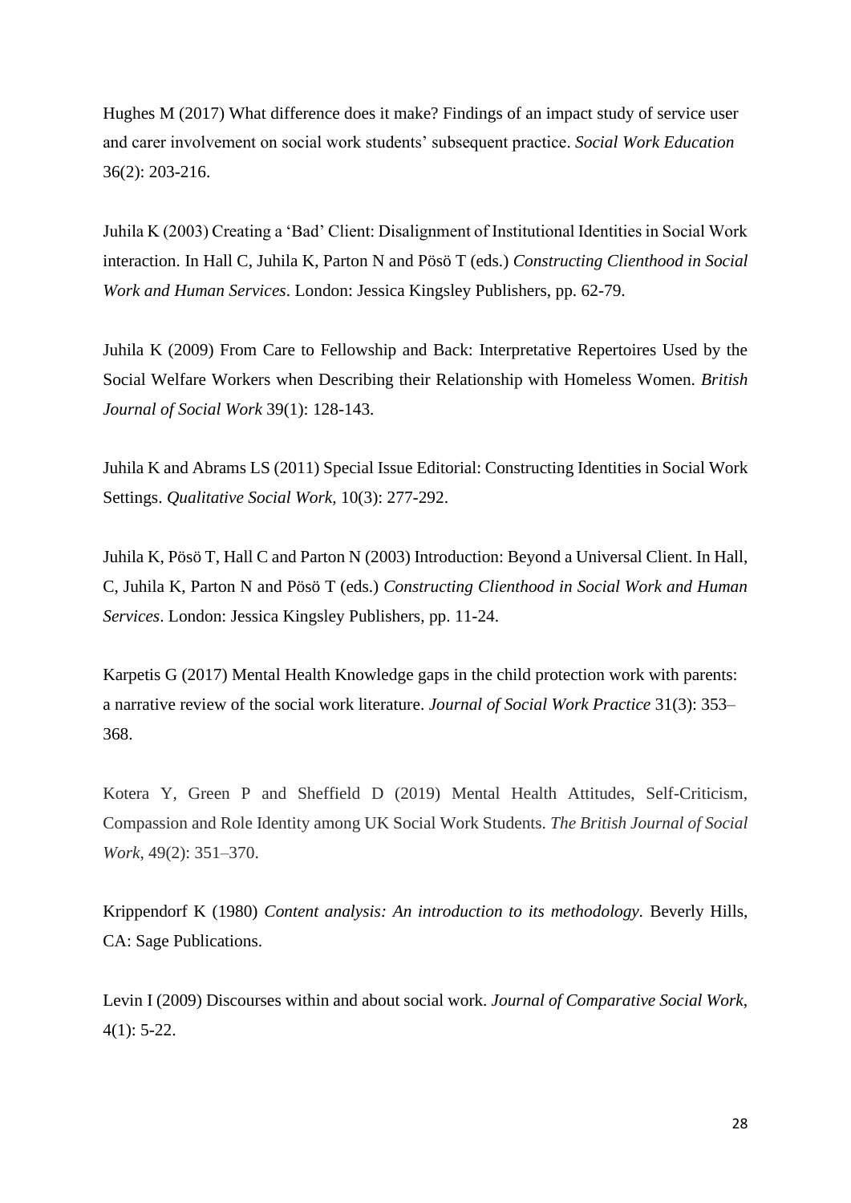Hughes M (2017) What difference does it make? Findings of an impact study of service user and carer involvement on social work students' subsequent practice. *Social Work Education* 36(2): 203-216.

Juhila K (2003) Creating a 'Bad' Client: Disalignment of Institutional Identities in Social Work interaction. In Hall C, Juhila K, Parton N and Pösö T (eds.) *Constructing Clienthood in Social Work and Human Services*. London: Jessica Kingsley Publishers, pp. 62-79.

Juhila K (2009) From Care to Fellowship and Back: Interpretative Repertoires Used by the Social Welfare Workers when Describing their Relationship with Homeless Women. *British Journal of Social Work* 39(1): 128-143.

Juhila K and Abrams LS (2011) Special Issue Editorial: Constructing Identities in Social Work Settings. *Qualitative Social Work*, 10(3): 277-292.

Juhila K, Pösö T, Hall C and Parton N (2003) Introduction: Beyond a Universal Client. In Hall, C, Juhila K, Parton N and Pösö T (eds.) *Constructing Clienthood in Social Work and Human Services*. London: Jessica Kingsley Publishers, pp. 11-24.

Karpetis G (2017) Mental Health Knowledge gaps in the child protection work with parents: a narrative review of the social work literature. *Journal of Social Work Practice* 31(3): 353–368.

Kotera Y, Green P and Sheffield D (2019) Mental Health Attitudes, Self-Criticism, Compassion and Role Identity among UK Social Work Students. *The British Journal of Social Work*, 49(2): 351–370.

Krippendorf K (1980) *Content analysis: An introduction to its methodology*. Beverly Hills, CA: Sage Publications.

Levin I (2009) Discourses within and about social work. *Journal of Comparative Social Work*, 4(1): 5-22.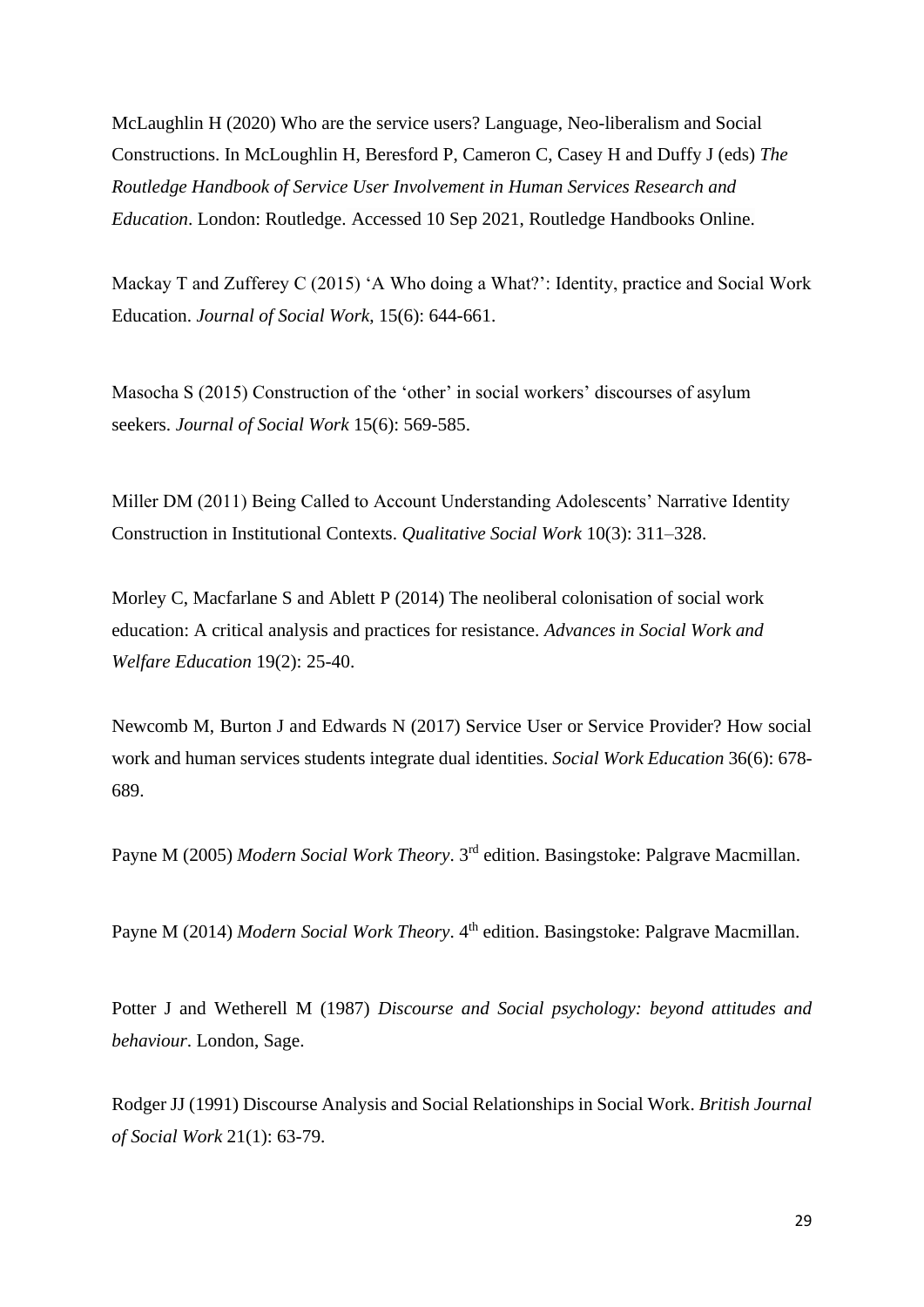McLaughlin H (2020) Who are the service users? Language, Neo-liberalism and Social Constructions. In McLoughlin H, Beresford P, Cameron C, Casey H and Duffy J (eds) *The Routledge Handbook of Service User Involvement in Human Services Research and Education*. London: Routledge. Accessed 10 Sep 2021, Routledge Handbooks Online.

Mackay T and Zufferey C (2015) 'A Who doing a What?': Identity, practice and Social Work Education. *Journal of Social Work*, 15(6): 644-661.

Masocha S (2015) Construction of the 'other' in social workers' discourses of asylum seekers. *Journal of Social Work* 15(6): 569-585.

Miller DM (2011) Being Called to Account Understanding Adolescents' Narrative Identity Construction in Institutional Contexts. *Qualitative Social Work* 10(3): 311–328.

Morley C, Macfarlane S and Ablett P (2014) The neoliberal colonisation of social work education: A critical analysis and practices for resistance. *Advances in Social Work and Welfare Education* 19(2): 25-40.

Newcomb M, Burton J and Edwards N (2017) Service User or Service Provider? How social work and human services students integrate dual identities. *Social Work Education* 36(6): 678-689.

Payne M (2005) *Modern Social Work Theory*. 3rd edition. Basingstoke: Palgrave Macmillan.

Payne M (2014) *Modern Social Work Theory*. 4th edition. Basingstoke: Palgrave Macmillan.

Potter J and Wetherell M (1987) *Discourse and Social psychology: beyond attitudes and behaviour*. London, Sage.

Rodger JJ (1991) Discourse Analysis and Social Relationships in Social Work. *British Journal of Social Work* 21(1): 63-79.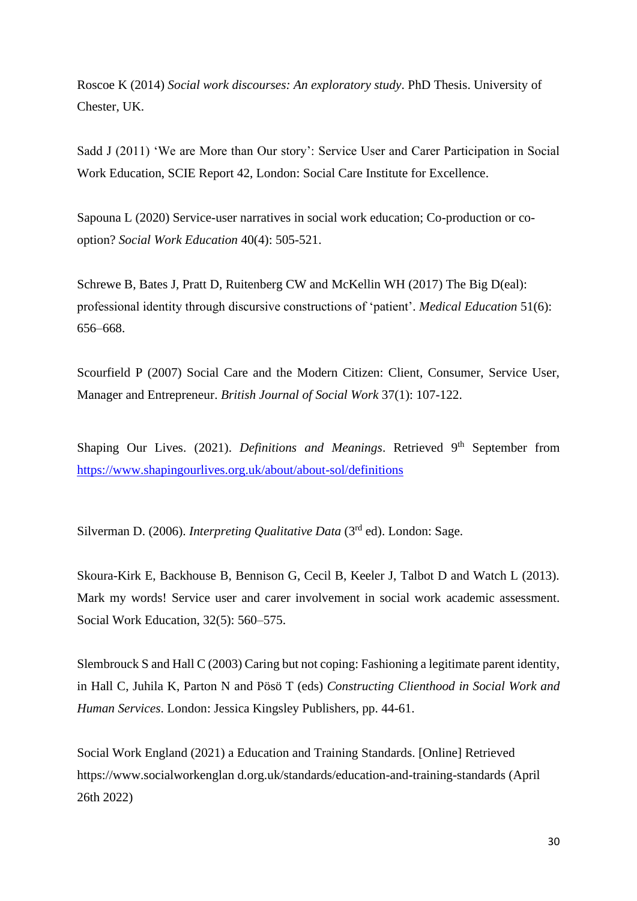Roscoe K (2014) *Social work discourses: An exploratory study*. PhD Thesis. University of Chester, UK.

Sadd J (2011) 'We are More than Our story': Service User and Carer Participation in Social Work Education, SCIE Report 42, London: Social Care Institute for Excellence.

Sapouna L (2020) Service-user narratives in social work education; Co-production or co-option? *Social Work Education* 40(4): 505-521.

Schrewe B, Bates J, Pratt D, Ruitenberg CW and McKellin WH (2017) The Big D(eal): professional identity through discursive constructions of 'patient'. *Medical Education* 51(6): 656–668.

Scourfield P (2007) Social Care and the Modern Citizen: Client, Consumer, Service User, Manager and Entrepreneur. *British Journal of Social Work* 37(1): 107-122.

Shaping Our Lives. (2021). *Definitions and Meanings*. Retrieved 9th September from https://www.shapingourlives.org.uk/about/about-sol/definitions

Silverman D. (2006). *Interpreting Qualitative Data* (3rd ed). London: Sage.

Skoura-Kirk E, Backhouse B, Bennison G, Cecil B, Keeler J, Talbot D and Watch L (2013). Mark my words! Service user and carer involvement in social work academic assessment. Social Work Education, 32(5): 560–575.

Slembrouck S and Hall C (2003) Caring but not coping: Fashioning a legitimate parent identity, in Hall C, Juhila K, Parton N and Pösö T (eds) *Constructing Clienthood in Social Work and Human Services*. London: Jessica Kingsley Publishers, pp. 44-61.

Social Work England (2021) a Education and Training Standards. [Online] Retrieved https://www.socialworkenglan d.org.uk/standards/education-and-training-standards (April 26th 2022)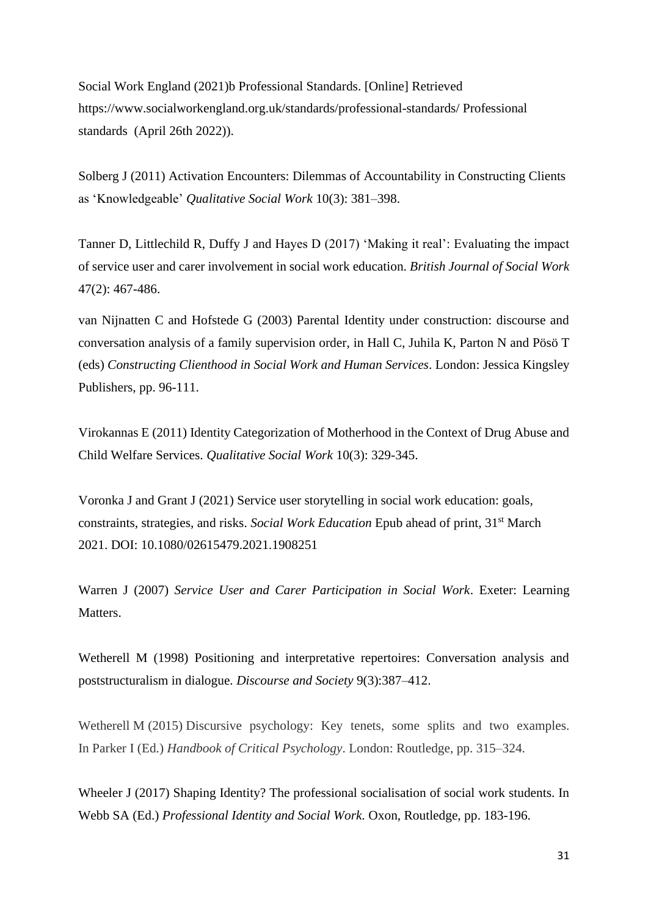Social Work England (2021)b Professional Standards. [Online] Retrieved https://www.socialworkengland.org.uk/standards/professional-standards/ Professional standards (April 26th 2022)).

Solberg J (2011) Activation Encounters: Dilemmas of Accountability in Constructing Clients as 'Knowledgeable' *Qualitative Social Work* 10(3): 381–398.

Tanner D, Littlechild R, Duffy J and Hayes D (2017) 'Making it real': Evaluating the impact of service user and carer involvement in social work education. *British Journal of Social Work* 47(2): 467-486.

van Nijnatten C and Hofstede G (2003) Parental Identity under construction: discourse and conversation analysis of a family supervision order, in Hall C, Juhila K, Parton N and Pösö T (eds) *Constructing Clienthood in Social Work and Human Services*. London: Jessica Kingsley Publishers, pp. 96-111.

Virokannas E (2011) Identity Categorization of Motherhood in the Context of Drug Abuse and Child Welfare Services. *Qualitative Social Work* 10(3): 329-345.

Voronka J and Grant J (2021) Service user storytelling in social work education: goals, constraints, strategies, and risks. *Social Work Education* Epub ahead of print, 31st March 2021. DOI: 10.1080/02615479.2021.1908251

Warren J (2007) *Service User and Carer Participation in Social Work*. Exeter: Learning Matters.

Wetherell M (1998) Positioning and interpretative repertoires: Conversation analysis and poststructuralism in dialogue. *Discourse and Society* 9(3):387–412.

Wetherell M (2015) Discursive psychology: Key tenets, some splits and two examples. In Parker I (Ed.) *Handbook of Critical Psychology*. London: Routledge, pp. 315–324.

Wheeler J (2017) Shaping Identity? The professional socialisation of social work students. In Webb SA (Ed.) *Professional Identity and Social Work.* Oxon, Routledge, pp. 183-196.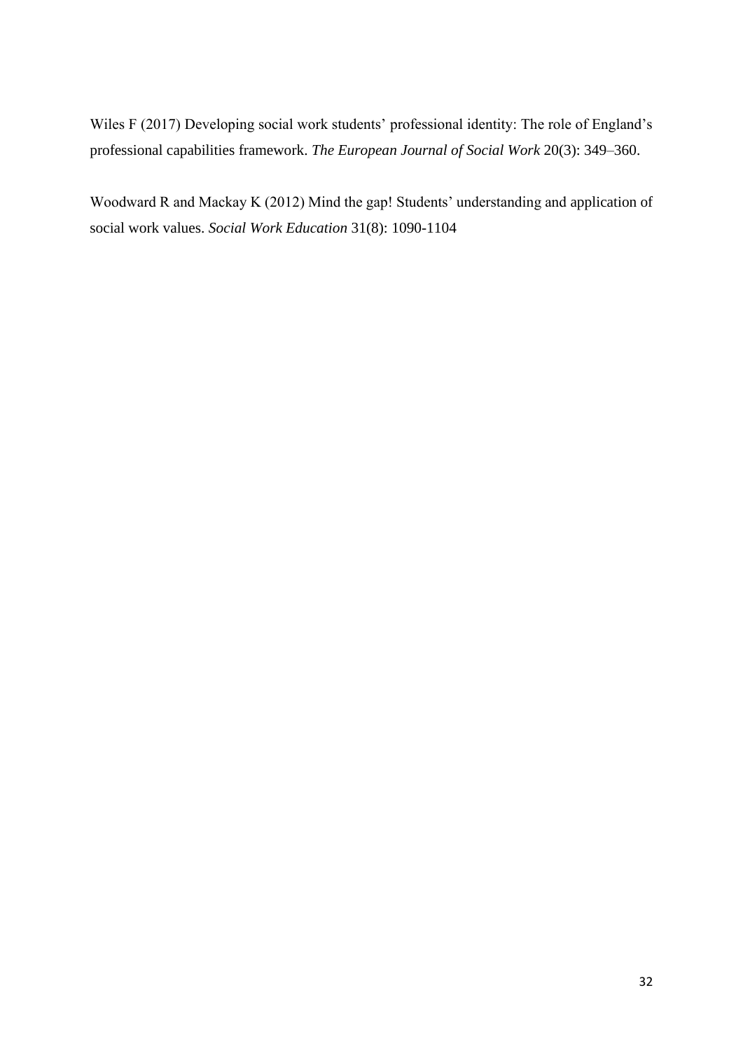Wiles F (2017) Developing social work students' professional identity: The role of England's professional capabilities framework. *The European Journal of Social Work* 20(3): 349–360.

Woodward R and Mackay K (2012) Mind the gap! Students' understanding and application of social work values. *Social Work Education* 31(8): 1090-1104